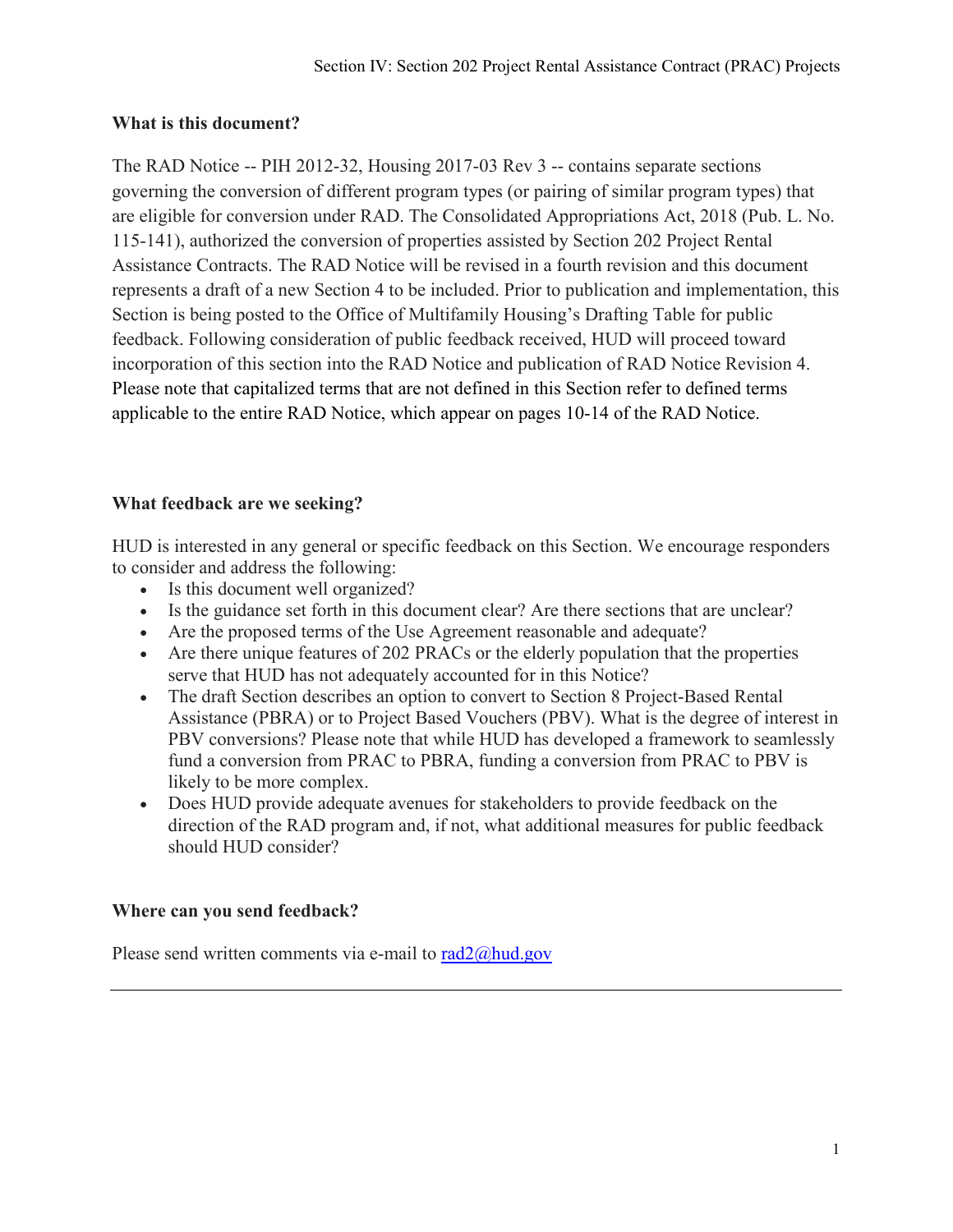## What is this document?

The RAD Notice -- PIH 2012-32, Housing 2017-03 Rev 3 -- contains separate sections governing the conversion of different program types (or pairing of similar program types) that are eligible for conversion under RAD. The Consolidated Appropriations Act, 2018 (Pub. L. No. 115-141), authorized the conversion of properties assisted by Section 202 Project Rental Assistance Contracts. The RAD Notice will be revised in a fourth revision and this document represents a draft of a new Section 4 to be included. Prior to publication and implementation, this Section is being posted to the Office of Multifamily Housing's Drafting Table for public feedback. Following consideration of public feedback received, HUD will proceed toward incorporation of this section into the RAD Notice and publication of RAD Notice Revision 4. Please note that capitalized terms that are not defined in this Section refer to defined terms applicable to the entire RAD Notice, which appear on pages 10-14 of the RAD Notice.

## What feedback are we seeking?

HUD is interested in any general or specific feedback on this Section. We encourage responders to consider and address the following:

- Is this document well organized?
- Is the guidance set forth in this document clear? Are there sections that are unclear?
- Are the proposed terms of the Use Agreement reasonable and adequate?
- Are there unique features of 202 PRACs or the elderly population that the properties serve that HUD has not adequately accounted for in this Notice?
- The draft Section describes an option to convert to Section 8 Project-Based Rental Assistance (PBRA) or to Project Based Vouchers (PBV). What is the degree of interest in PBV conversions? Please note that while HUD has developed a framework to seamlessly fund a conversion from PRAC to PBRA, funding a conversion from PRAC to PBV is likely to be more complex.
- Does HUD provide adequate avenues for stakeholders to provide feedback on the direction of the RAD program and, if not, what additional measures for public feedback should HUD consider?

## Where can you send feedback?

Please send written comments via e-mail to rad2@hud.gov

---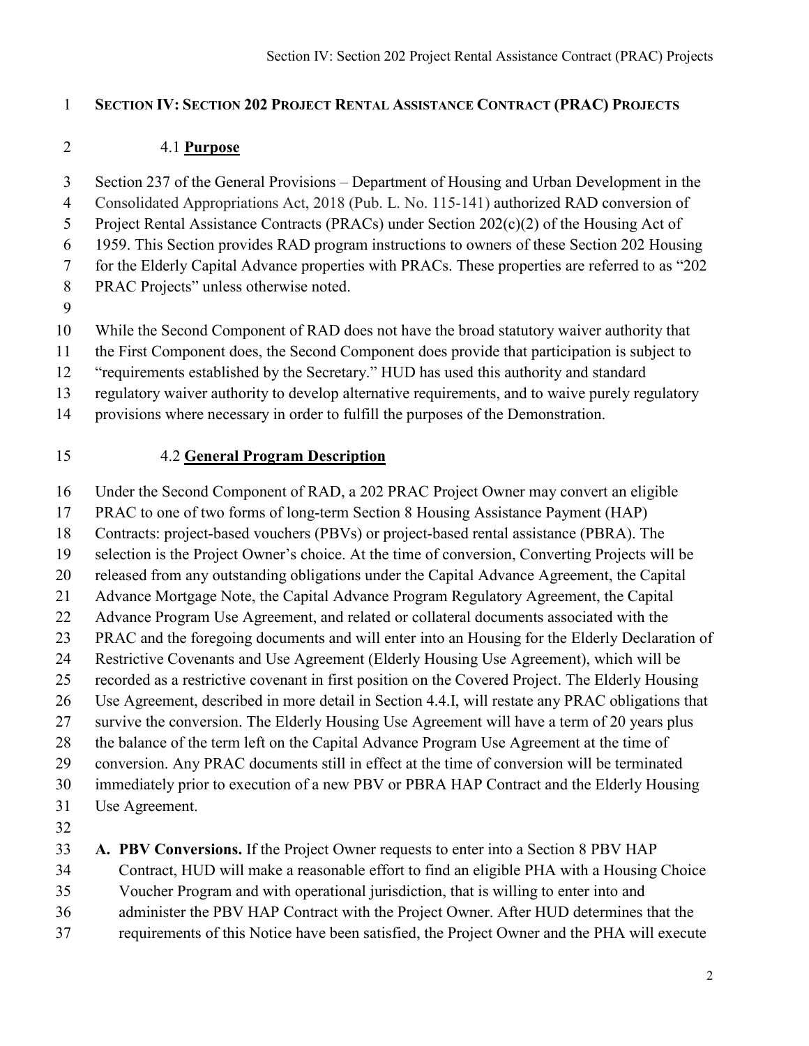# SECTION IV: SECTION 202 PROJECT RENTAL ASSISTANCE CONTRACT (PRAC) PROJECTS

## 4.1 Purpose

Section 237 of the General Provisions – Department of Housing and Urban Development in the Consolidated Appropriations Act, 2018 (Pub. L. No. 115-141) authorized RAD conversion of Project Rental Assistance Contracts (PRACs) under Section 202(c)(2) of the Housing Act of 1959. This Section provides RAD program instructions to owners of these Section 202 Housing for the Elderly Capital Advance properties with PRACs. These properties are referred to as "202 PRAC Projects" unless otherwise noted.

While the Second Component of RAD does not have the broad statutory waiver authority that the First Component does, the Second Component does provide that participation is subject to "requirements established by the Secretary." HUD has used this authority and standard regulatory waiver authority to develop alternative requirements, and to waive purely regulatory provisions where necessary in order to fulfill the purposes of the Demonstration.

## 4.2 General Program Description

Under the Second Component of RAD, a 202 PRAC Project Owner may convert an eligible PRAC to one of two forms of long-term Section 8 Housing Assistance Payment (HAP) Contracts: project-based vouchers (PBVs) or project-based rental assistance (PBRA). The selection is the Project Owner's choice. At the time of conversion, Converting Projects will be released from any outstanding obligations under the Capital Advance Agreement, the Capital Advance Mortgage Note, the Capital Advance Program Regulatory Agreement, the Capital Advance Program Use Agreement, and related or collateral documents associated with the PRAC and the foregoing documents and will enter into an Housing for the Elderly Declaration of Restrictive Covenants and Use Agreement (Elderly Housing Use Agreement), which will be recorded as a restrictive covenant in first position on the Covered Project. The Elderly Housing Use Agreement, described in more detail in Section 4.4.I, will restate any PRAC obligations that survive the conversion. The Elderly Housing Use Agreement will have a term of 20 years plus the balance of the term left on the Capital Advance Program Use Agreement at the time of conversion. Any PRAC documents still in effect at the time of conversion will be terminated immediately prior to execution of a new PBV or PBRA HAP Contract and the Elderly Housing Use Agreement.

**A. PBV Conversions.** If the Project Owner requests to enter into a Section 8 PBV HAP Contract, HUD will make a reasonable effort to find an eligible PHA with a Housing Choice Voucher Program and with operational jurisdiction, that is willing to enter into and administer the PBV HAP Contract with the Project Owner. After HUD determines that the requirements of this Notice have been satisfied, the Project Owner and the PHA will execute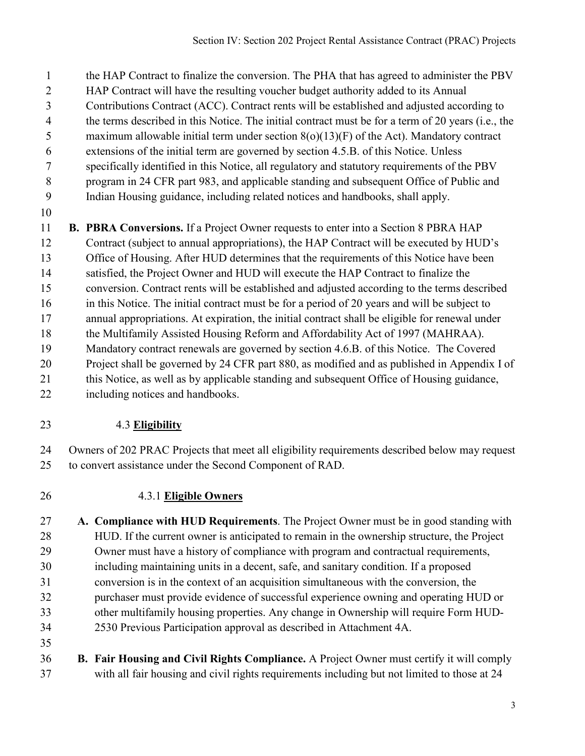the HAP Contract to finalize the conversion. The PHA that has agreed to administer the PBV HAP Contract will have the resulting voucher budget authority added to its Annual Contributions Contract (ACC). Contract rents will be established and adjusted according to the terms described in this Notice. The initial contract must be for a term of 20 years (i.e., the maximum allowable initial term under section 8(o)(13)(F) of the Act). Mandatory contract extensions of the initial term are governed by section 4.5.B. of this Notice. Unless specifically identified in this Notice, all regulatory and statutory requirements of the PBV program in 24 CFR part 983, and applicable standing and subsequent Office of Public and Indian Housing guidance, including related notices and handbooks, shall apply.

**B. PBRA Conversions.** If a Project Owner requests to enter into a Section 8 PBRA HAP Contract (subject to annual appropriations), the HAP Contract will be executed by HUD's Office of Housing. After HUD determines that the requirements of this Notice have been satisfied, the Project Owner and HUD will execute the HAP Contract to finalize the conversion. Contract rents will be established and adjusted according to the terms described in this Notice. The initial contract must be for a period of 20 years and will be subject to annual appropriations. At expiration, the initial contract shall be eligible for renewal under the Multifamily Assisted Housing Reform and Affordability Act of 1997 (MAHRAA). Mandatory contract renewals are governed by section 4.6.B. of this Notice. The Covered Project shall be governed by 24 CFR part 880, as modified and as published in Appendix I of this Notice, as well as by applicable standing and subsequent Office of Housing guidance, including notices and handbooks.

### 4.3 **Eligibility**

Owners of 202 PRAC Projects that meet all eligibility requirements described below may request to convert assistance under the Second Component of RAD.

#### 4.3.1 **Eligible Owners**

**A. Compliance with HUD Requirements**. The Project Owner must be in good standing with HUD. If the current owner is anticipated to remain in the ownership structure, the Project Owner must have a history of compliance with program and contractual requirements, including maintaining units in a decent, safe, and sanitary condition. If a proposed conversion is in the context of an acquisition simultaneous with the conversion, the purchaser must provide evidence of successful experience owning and operating HUD or other multifamily housing properties. Any change in Ownership will require Form HUD-2530 Previous Participation approval as described in Attachment 4A.

**B. Fair Housing and Civil Rights Compliance.** A Project Owner must certify it will comply with all fair housing and civil rights requirements including but not limited to those at 24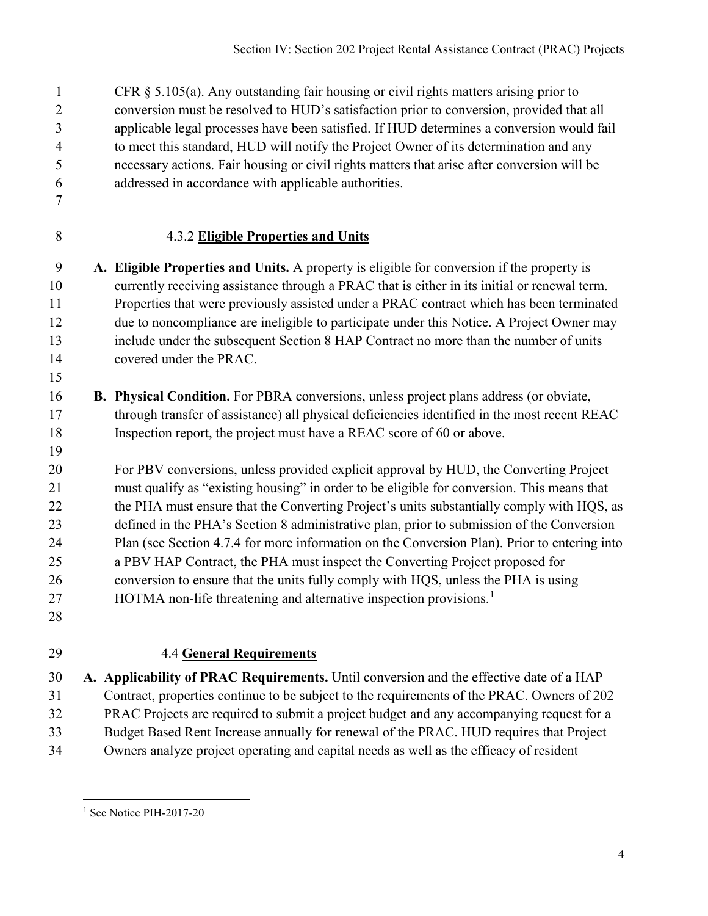CFR § 5.105(a). Any outstanding fair housing or civil rights matters arising prior to conversion must be resolved to HUD's satisfaction prior to conversion, provided that all applicable legal processes have been satisfied. If HUD determines a conversion would fail to meet this standard, HUD will notify the Project Owner of its determination and any necessary actions. Fair housing or civil rights matters that arise after conversion will be addressed in accordance with applicable authorities.

### 4.3.2 **Eligible Properties and Units**

**A. Eligible Properties and Units.** A property is eligible for conversion if the property is currently receiving assistance through a PRAC that is either in its initial or renewal term. Properties that were previously assisted under a PRAC contract which has been terminated due to noncompliance are ineligible to participate under this Notice. A Project Owner may include under the subsequent Section 8 HAP Contract no more than the number of units covered under the PRAC.

**B. Physical Condition.** For PBRA conversions, unless project plans address (or obviate, through transfer of assistance) all physical deficiencies identified in the most recent REAC Inspection report, the project must have a REAC score of 60 or above.

For PBV conversions, unless provided explicit approval by HUD, the Converting Project must qualify as "existing housing" in order to be eligible for conversion. This means that the PHA must ensure that the Converting Project's units substantially comply with HQS, as defined in the PHA's Section 8 administrative plan, prior to submission of the Conversion Plan (see Section 4.7.4 for more information on the Conversion Plan). Prior to entering into a PBV HAP Contract, the PHA must inspect the Converting Project proposed for conversion to ensure that the units fully comply with HQS, unless the PHA is using HOTMA non-life threatening and alternative inspection provisions.[1]

### 4.4 **General Requirements**

**A. Applicability of PRAC Requirements.** Until conversion and the effective date of a HAP Contract, properties continue to be subject to the requirements of the PRAC. Owners of 202 PRAC Projects are required to submit a project budget and any accompanying request for a Budget Based Rent Increase annually for renewal of the PRAC. HUD requires that Project Owners analyze project operating and capital needs as well as the efficacy of resident

---

[1] See Notice PIH-2017-20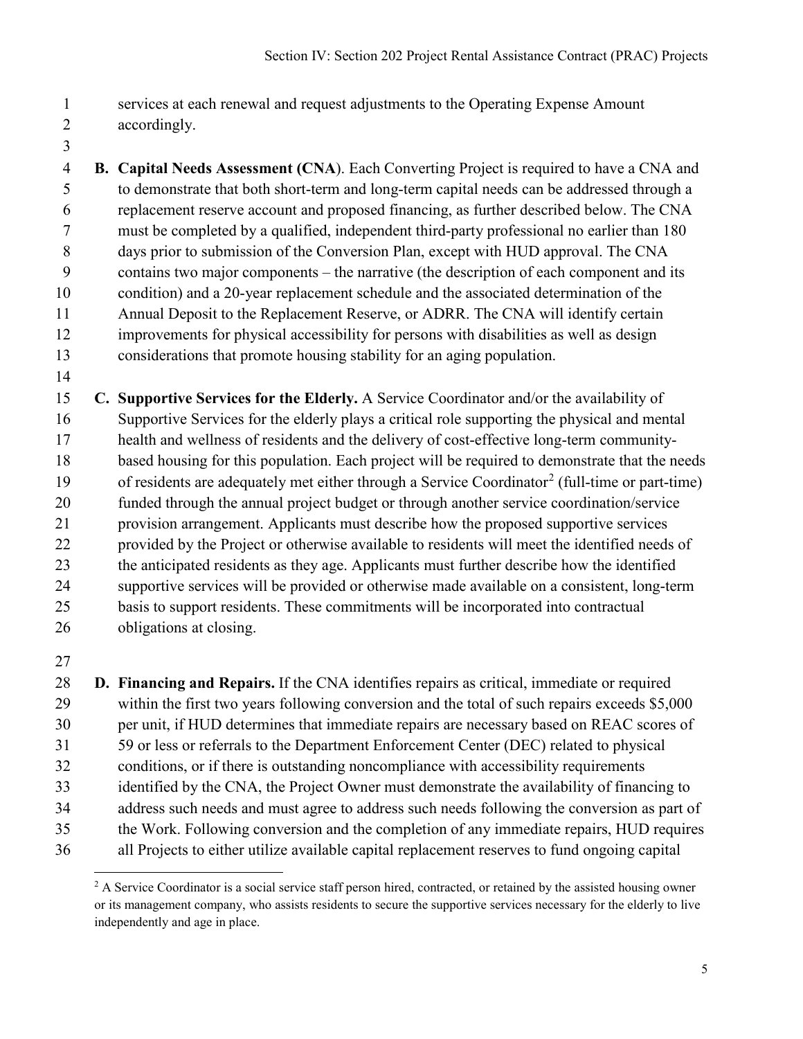services at each renewal and request adjustments to the Operating Expense Amount accordingly.

**B. Capital Needs Assessment (CNA**). Each Converting Project is required to have a CNA and to demonstrate that both short-term and long-term capital needs can be addressed through a replacement reserve account and proposed financing, as further described below. The CNA must be completed by a qualified, independent third-party professional no earlier than 180 days prior to submission of the Conversion Plan, except with HUD approval. The CNA contains two major components – the narrative (the description of each component and its condition) and a 20-year replacement schedule and the associated determination of the Annual Deposit to the Replacement Reserve, or ADRR. The CNA will identify certain improvements for physical accessibility for persons with disabilities as well as design considerations that promote housing stability for an aging population.

**C. Supportive Services for the Elderly.** A Service Coordinator and/or the availability of Supportive Services for the elderly plays a critical role supporting the physical and mental health and wellness of residents and the delivery of cost-effective long-term community-based housing for this population. Each project will be required to demonstrate that the needs of residents are adequately met either through a Service Coordinator[2] (full-time or part-time) funded through the annual project budget or through another service coordination/service provision arrangement. Applicants must describe how the proposed supportive services provided by the Project or otherwise available to residents will meet the identified needs of the anticipated residents as they age. Applicants must further describe how the identified supportive services will be provided or otherwise made available on a consistent, long-term basis to support residents. These commitments will be incorporated into contractual obligations at closing.

**D. Financing and Repairs.** If the CNA identifies repairs as critical, immediate or required within the first two years following conversion and the total of such repairs exceeds $5,000 per unit, if HUD determines that immediate repairs are necessary based on REAC scores of 59 or less or referrals to the Department Enforcement Center (DEC) related to physical conditions, or if there is outstanding noncompliance with accessibility requirements identified by the CNA, the Project Owner must demonstrate the availability of financing to address such needs and must agree to address such needs following the conversion as part of the Work. Following conversion and the completion of any immediate repairs, HUD requires all Projects to either utilize available capital replacement reserves to fund ongoing capital

[2] A Service Coordinator is a social service staff person hired, contracted, or retained by the assisted housing owner or its management company, who assists residents to secure the supportive services necessary for the elderly to live independently and age in place.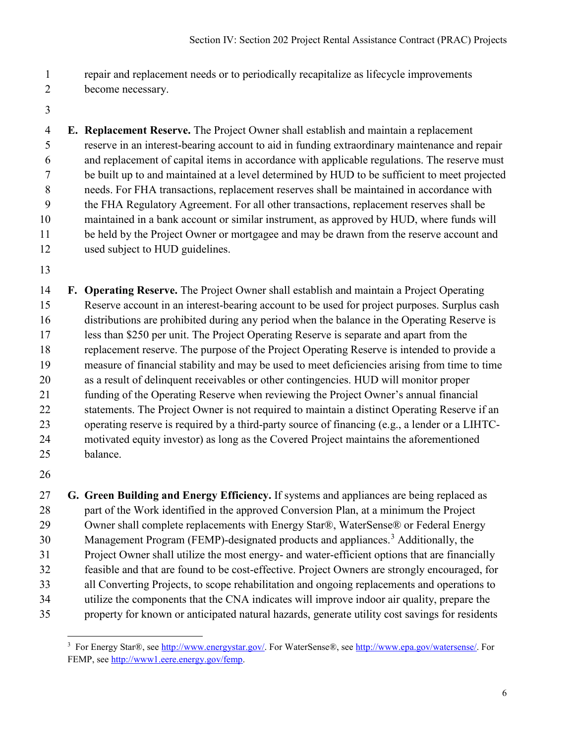repair and replacement needs or to periodically recapitalize as lifecycle improvements become necessary.

**E. Replacement Reserve.** The Project Owner shall establish and maintain a replacement reserve in an interest-bearing account to aid in funding extraordinary maintenance and repair and replacement of capital items in accordance with applicable regulations. The reserve must be built up to and maintained at a level determined by HUD to be sufficient to meet projected needs. For FHA transactions, replacement reserves shall be maintained in accordance with the FHA Regulatory Agreement. For all other transactions, replacement reserves shall be maintained in a bank account or similar instrument, as approved by HUD, where funds will be held by the Project Owner or mortgagee and may be drawn from the reserve account and used subject to HUD guidelines.

**F. Operating Reserve.** The Project Owner shall establish and maintain a Project Operating Reserve account in an interest-bearing account to be used for project purposes. Surplus cash distributions are prohibited during any period when the balance in the Operating Reserve is less than $250 per unit. The Project Operating Reserve is separate and apart from the replacement reserve. The purpose of the Project Operating Reserve is intended to provide a measure of financial stability and may be used to meet deficiencies arising from time to time as a result of delinquent receivables or other contingencies. HUD will monitor proper funding of the Operating Reserve when reviewing the Project Owner's annual financial statements. The Project Owner is not required to maintain a distinct Operating Reserve if an operating reserve is required by a third-party source of financing (e.g., a lender or a LIHTC-motivated equity investor) as long as the Covered Project maintains the aforementioned balance.

**G. Green Building and Energy Efficiency.** If systems and appliances are being replaced as part of the Work identified in the approved Conversion Plan, at a minimum the Project Owner shall complete replacements with Energy Star®, WaterSense® or Federal Energy Management Program (FEMP)-designated products and appliances.[3] Additionally, the Project Owner shall utilize the most energy- and water-efficient options that are financially feasible and that are found to be cost-effective. Project Owners are strongly encouraged, for all Converting Projects, to scope rehabilitation and ongoing replacements and operations to utilize the components that the CNA indicates will improve indoor air quality, prepare the property for known or anticipated natural hazards, generate utility cost savings for residents

[3] For Energy Star®, see http://www.energystar.gov/. For WaterSense®, see http://www.epa.gov/watersense/. For FEMP, see http://www1.eere.energy.gov/femp.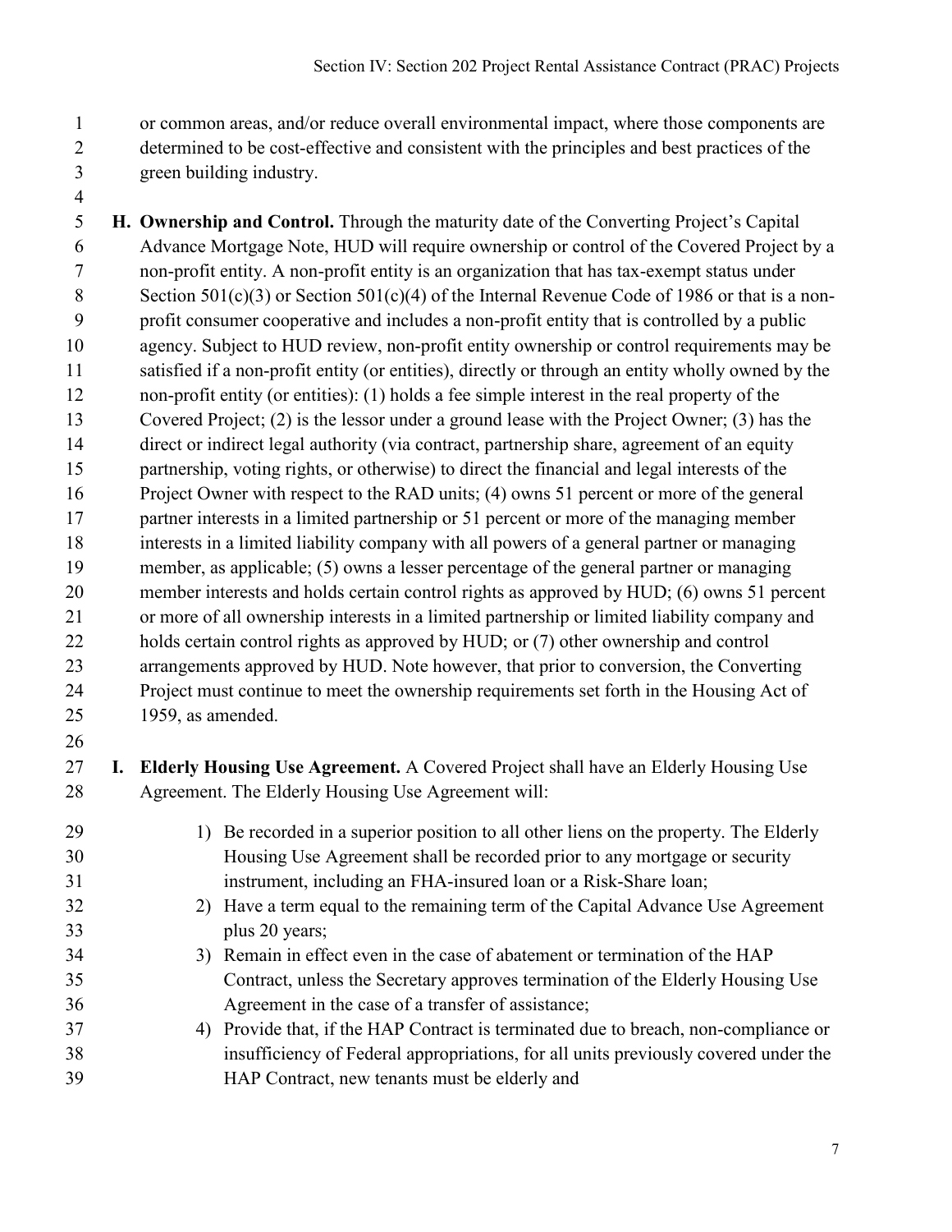or common areas, and/or reduce overall environmental impact, where those components are determined to be cost-effective and consistent with the principles and best practices of the green building industry.

**H. Ownership and Control.** Through the maturity date of the Converting Project's Capital Advance Mortgage Note, HUD will require ownership or control of the Covered Project by a non-profit entity. A non-profit entity is an organization that has tax-exempt status under Section 501(c)(3) or Section 501(c)(4) of the Internal Revenue Code of 1986 or that is a non-profit consumer cooperative and includes a non-profit entity that is controlled by a public agency. Subject to HUD review, non-profit entity ownership or control requirements may be satisfied if a non-profit entity (or entities), directly or through an entity wholly owned by the non-profit entity (or entities): (1) holds a fee simple interest in the real property of the Covered Project; (2) is the lessor under a ground lease with the Project Owner; (3) has the direct or indirect legal authority (via contract, partnership share, agreement of an equity partnership, voting rights, or otherwise) to direct the financial and legal interests of the Project Owner with respect to the RAD units; (4) owns 51 percent or more of the general partner interests in a limited partnership or 51 percent or more of the managing member interests in a limited liability company with all powers of a general partner or managing member, as applicable; (5) owns a lesser percentage of the general partner or managing member interests and holds certain control rights as approved by HUD; (6) owns 51 percent or more of all ownership interests in a limited partnership or limited liability company and holds certain control rights as approved by HUD; or (7) other ownership and control arrangements approved by HUD. Note however, that prior to conversion, the Converting Project must continue to meet the ownership requirements set forth in the Housing Act of 1959, as amended.

**I. Elderly Housing Use Agreement.** A Covered Project shall have an Elderly Housing Use Agreement. The Elderly Housing Use Agreement will:

1) Be recorded in a superior position to all other liens on the property. The Elderly Housing Use Agreement shall be recorded prior to any mortgage or security instrument, including an FHA-insured loan or a Risk-Share loan;
2) Have a term equal to the remaining term of the Capital Advance Use Agreement plus 20 years;
3) Remain in effect even in the case of abatement or termination of the HAP Contract, unless the Secretary approves termination of the Elderly Housing Use Agreement in the case of a transfer of assistance;
4) Provide that, if the HAP Contract is terminated due to breach, non-compliance or insufficiency of Federal appropriations, for all units previously covered under the HAP Contract, new tenants must be elderly and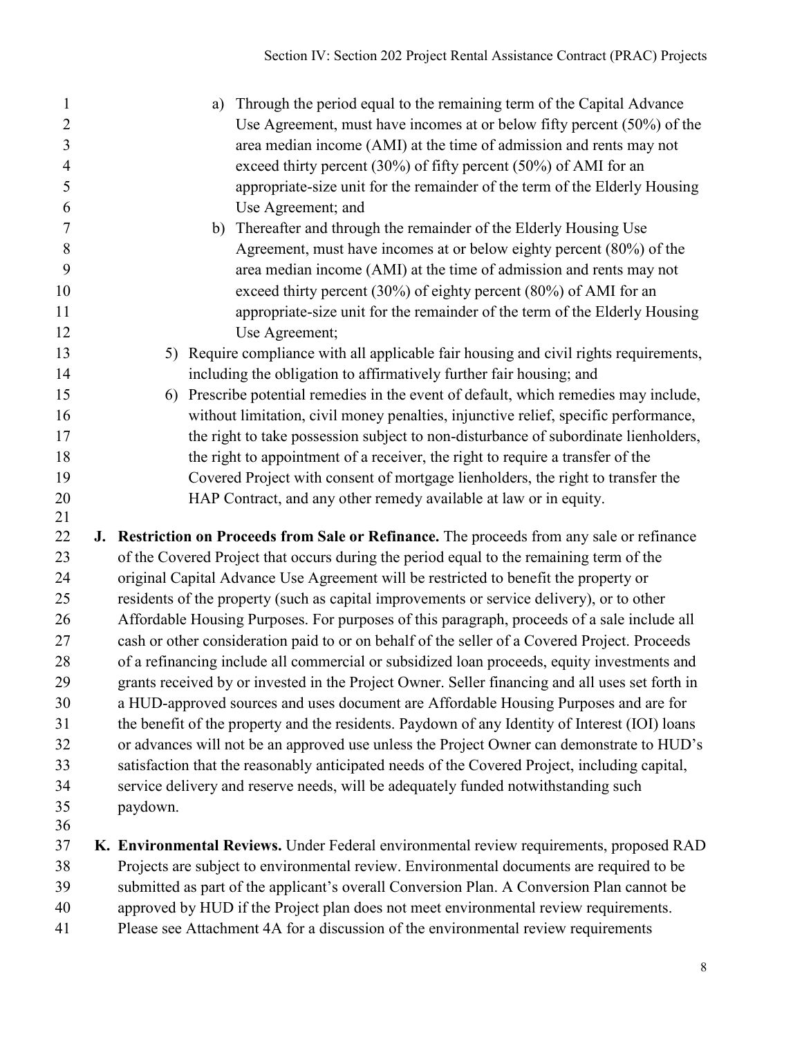a) Through the period equal to the remaining term of the Capital Advance Use Agreement, must have incomes at or below fifty percent (50%) of the area median income (AMI) at the time of admission and rents may not exceed thirty percent (30%) of fifty percent (50%) of AMI for an appropriate-size unit for the remainder of the term of the Elderly Housing Use Agreement; and
b) Thereafter and through the remainder of the Elderly Housing Use Agreement, must have incomes at or below eighty percent (80%) of the area median income (AMI) at the time of admission and rents may not exceed thirty percent (30%) of eighty percent (80%) of AMI for an appropriate-size unit for the remainder of the term of the Elderly Housing Use Agreement;

5) Require compliance with all applicable fair housing and civil rights requirements, including the obligation to affirmatively further fair housing; and
6) Prescribe potential remedies in the event of default, which remedies may include, without limitation, civil money penalties, injunctive relief, specific performance, the right to take possession subject to non-disturbance of subordinate lienholders, the right to appointment of a receiver, the right to require a transfer of the Covered Project with consent of mortgage lienholders, the right to transfer the HAP Contract, and any other remedy available at law or in equity.

**J. Restriction on Proceeds from Sale or Refinance.** The proceeds from any sale or refinance of the Covered Project that occurs during the period equal to the remaining term of the original Capital Advance Use Agreement will be restricted to benefit the property or residents of the property (such as capital improvements or service delivery), or to other Affordable Housing Purposes. For purposes of this paragraph, proceeds of a sale include all cash or other consideration paid to or on behalf of the seller of a Covered Project. Proceeds of a refinancing include all commercial or subsidized loan proceeds, equity investments and grants received by or invested in the Project Owner. Seller financing and all uses set forth in a HUD-approved sources and uses document are Affordable Housing Purposes and are for the benefit of the property and the residents. Paydown of any Identity of Interest (IOI) loans or advances will not be an approved use unless the Project Owner can demonstrate to HUD's satisfaction that the reasonably anticipated needs of the Covered Project, including capital, service delivery and reserve needs, will be adequately funded notwithstanding such paydown.

**K. Environmental Reviews.** Under Federal environmental review requirements, proposed RAD Projects are subject to environmental review. Environmental documents are required to be submitted as part of the applicant's overall Conversion Plan. A Conversion Plan cannot be approved by HUD if the Project plan does not meet environmental review requirements. Please see Attachment 4A for a discussion of the environmental review requirements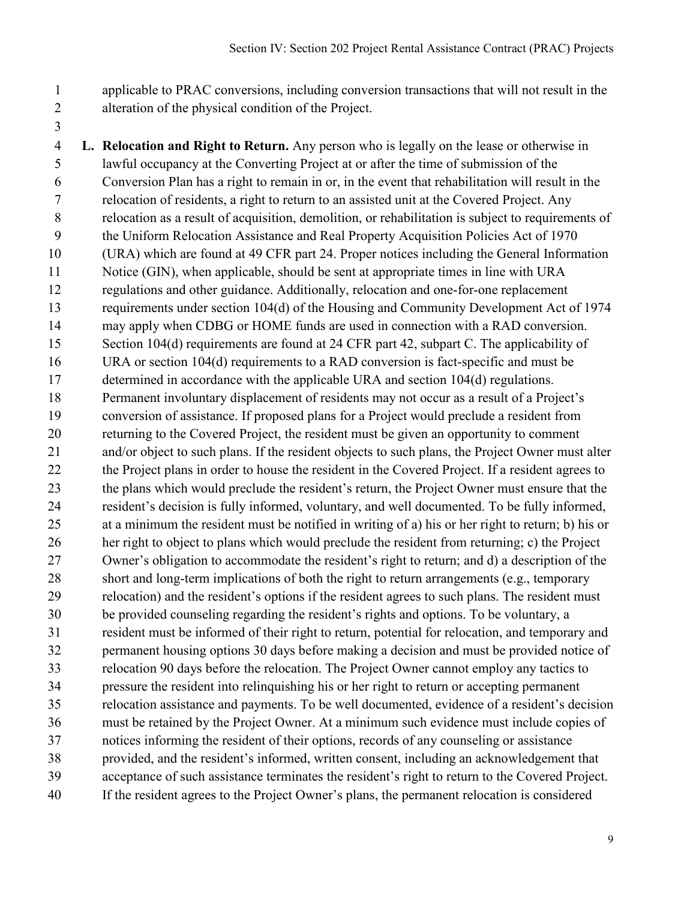applicable to PRAC conversions, including conversion transactions that will not result in the alteration of the physical condition of the Project.

**L. Relocation and Right to Return.** Any person who is legally on the lease or otherwise in lawful occupancy at the Converting Project at or after the time of submission of the Conversion Plan has a right to remain in or, in the event that rehabilitation will result in the relocation of residents, a right to return to an assisted unit at the Covered Project. Any relocation as a result of acquisition, demolition, or rehabilitation is subject to requirements of the Uniform Relocation Assistance and Real Property Acquisition Policies Act of 1970 (URA) which are found at 49 CFR part 24. Proper notices including the General Information Notice (GIN), when applicable, should be sent at appropriate times in line with URA regulations and other guidance. Additionally, relocation and one-for-one replacement requirements under section 104(d) of the Housing and Community Development Act of 1974 may apply when CDBG or HOME funds are used in connection with a RAD conversion. Section 104(d) requirements are found at 24 CFR part 42, subpart C. The applicability of URA or section 104(d) requirements to a RAD conversion is fact-specific and must be determined in accordance with the applicable URA and section 104(d) regulations. Permanent involuntary displacement of residents may not occur as a result of a Project's conversion of assistance. If proposed plans for a Project would preclude a resident from returning to the Covered Project, the resident must be given an opportunity to comment and/or object to such plans. If the resident objects to such plans, the Project Owner must alter the Project plans in order to house the resident in the Covered Project. If a resident agrees to the plans which would preclude the resident's return, the Project Owner must ensure that the resident's decision is fully informed, voluntary, and well documented. To be fully informed, at a minimum the resident must be notified in writing of a) his or her right to return; b) his or her right to object to plans which would preclude the resident from returning; c) the Project Owner's obligation to accommodate the resident's right to return; and d) a description of the short and long-term implications of both the right to return arrangements (e.g., temporary relocation) and the resident's options if the resident agrees to such plans. The resident must be provided counseling regarding the resident's rights and options. To be voluntary, a resident must be informed of their right to return, potential for relocation, and temporary and permanent housing options 30 days before making a decision and must be provided notice of relocation 90 days before the relocation. The Project Owner cannot employ any tactics to pressure the resident into relinquishing his or her right to return or accepting permanent relocation assistance and payments. To be well documented, evidence of a resident's decision must be retained by the Project Owner. At a minimum such evidence must include copies of notices informing the resident of their options, records of any counseling or assistance provided, and the resident's informed, written consent, including an acknowledgement that acceptance of such assistance terminates the resident's right to return to the Covered Project. If the resident agrees to the Project Owner's plans, the permanent relocation is considered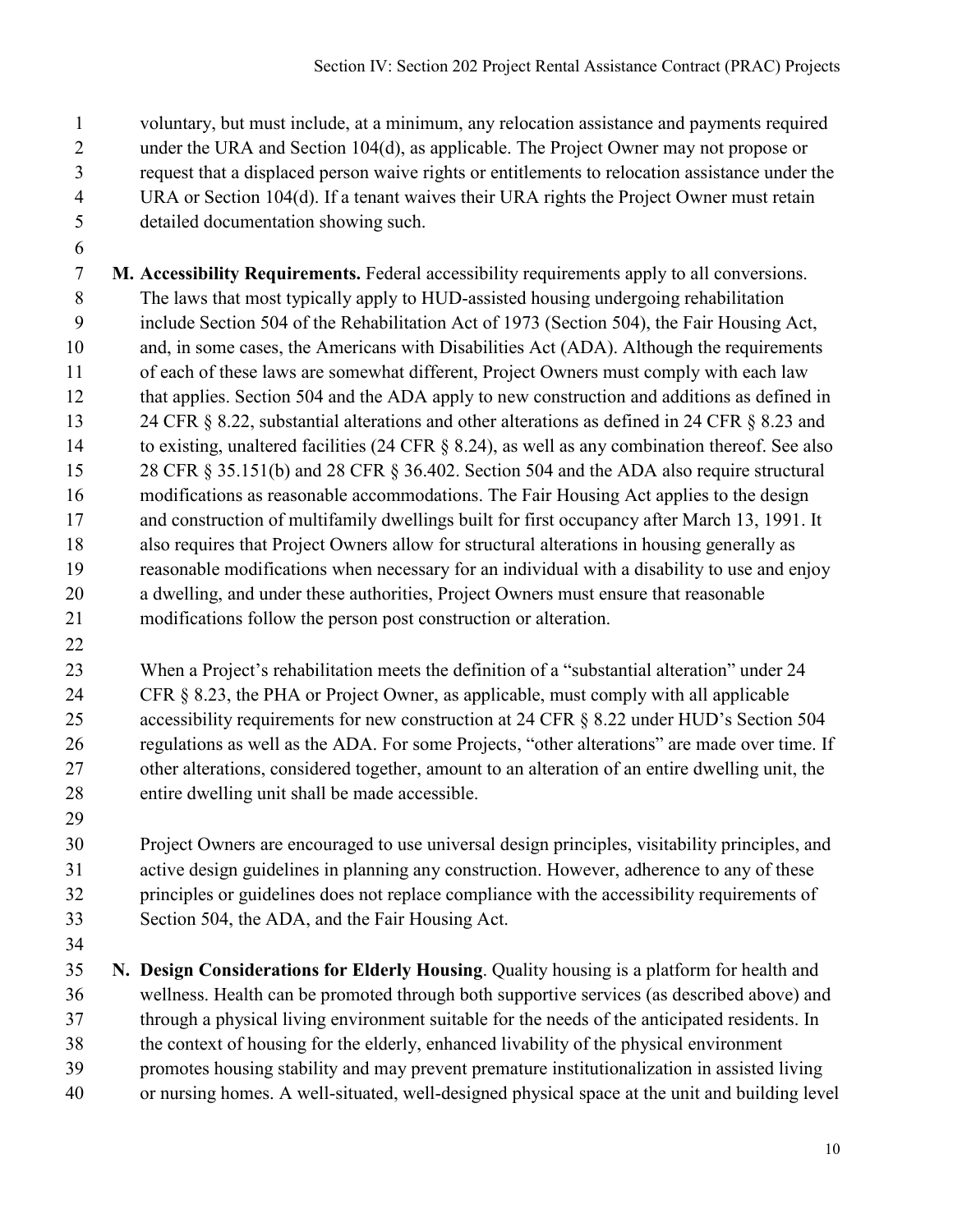voluntary, but must include, at a minimum, any relocation assistance and payments required under the URA and Section 104(d), as applicable. The Project Owner may not propose or request that a displaced person waive rights or entitlements to relocation assistance under the URA or Section 104(d). If a tenant waives their URA rights the Project Owner must retain detailed documentation showing such.

**M. Accessibility Requirements.** Federal accessibility requirements apply to all conversions. The laws that most typically apply to HUD-assisted housing undergoing rehabilitation include Section 504 of the Rehabilitation Act of 1973 (Section 504), the Fair Housing Act, and, in some cases, the Americans with Disabilities Act (ADA). Although the requirements of each of these laws are somewhat different, Project Owners must comply with each law that applies. Section 504 and the ADA apply to new construction and additions as defined in 24 CFR § 8.22, substantial alterations and other alterations as defined in 24 CFR § 8.23 and to existing, unaltered facilities (24 CFR § 8.24), as well as any combination thereof. See also 28 CFR § 35.151(b) and 28 CFR § 36.402. Section 504 and the ADA also require structural modifications as reasonable accommodations. The Fair Housing Act applies to the design and construction of multifamily dwellings built for first occupancy after March 13, 1991. It also requires that Project Owners allow for structural alterations in housing generally as reasonable modifications when necessary for an individual with a disability to use and enjoy a dwelling, and under these authorities, Project Owners must ensure that reasonable modifications follow the person post construction or alteration.

When a Project's rehabilitation meets the definition of a "substantial alteration" under 24 CFR § 8.23, the PHA or Project Owner, as applicable, must comply with all applicable accessibility requirements for new construction at 24 CFR § 8.22 under HUD's Section 504 regulations as well as the ADA. For some Projects, "other alterations" are made over time. If other alterations, considered together, amount to an alteration of an entire dwelling unit, the entire dwelling unit shall be made accessible.

Project Owners are encouraged to use universal design principles, visitability principles, and active design guidelines in planning any construction. However, adherence to any of these principles or guidelines does not replace compliance with the accessibility requirements of Section 504, the ADA, and the Fair Housing Act.

**N. Design Considerations for Elderly Housing**. Quality housing is a platform for health and wellness. Health can be promoted through both supportive services (as described above) and through a physical living environment suitable for the needs of the anticipated residents. In the context of housing for the elderly, enhanced livability of the physical environment promotes housing stability and may prevent premature institutionalization in assisted living or nursing homes. A well-situated, well-designed physical space at the unit and building level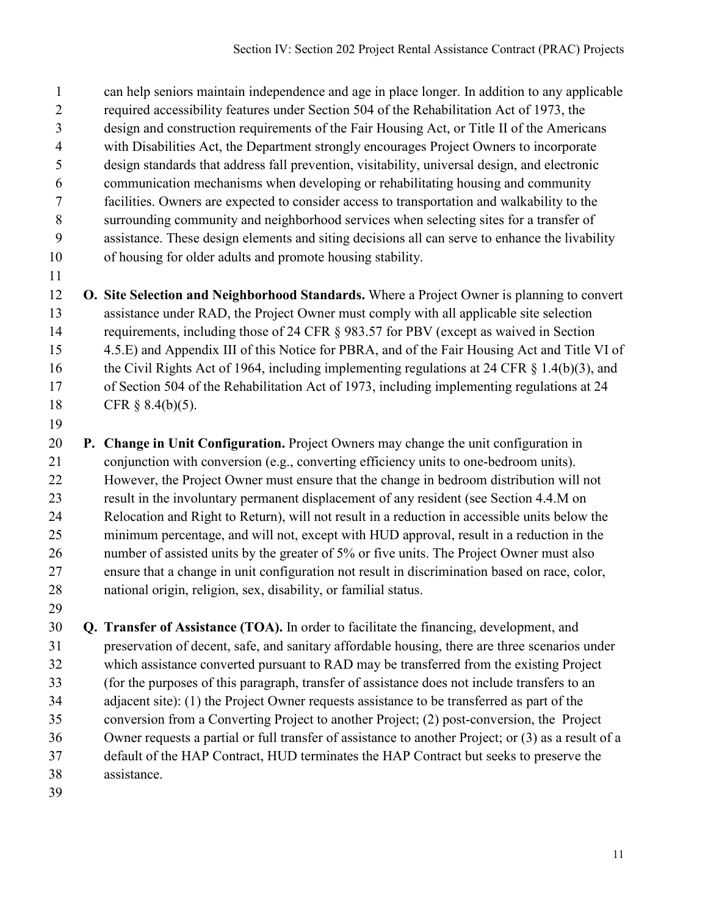can help seniors maintain independence and age in place longer. In addition to any applicable required accessibility features under Section 504 of the Rehabilitation Act of 1973, the design and construction requirements of the Fair Housing Act, or Title II of the Americans with Disabilities Act, the Department strongly encourages Project Owners to incorporate design standards that address fall prevention, visitability, universal design, and electronic communication mechanisms when developing or rehabilitating housing and community facilities. Owners are expected to consider access to transportation and walkability to the surrounding community and neighborhood services when selecting sites for a transfer of assistance. These design elements and siting decisions all can serve to enhance the livability of housing for older adults and promote housing stability.

**O. Site Selection and Neighborhood Standards.** Where a Project Owner is planning to convert assistance under RAD, the Project Owner must comply with all applicable site selection requirements, including those of 24 CFR § 983.57 for PBV (except as waived in Section 4.5.E) and Appendix III of this Notice for PBRA, and of the Fair Housing Act and Title VI of the Civil Rights Act of 1964, including implementing regulations at 24 CFR § 1.4(b)(3), and of Section 504 of the Rehabilitation Act of 1973, including implementing regulations at 24 CFR § 8.4(b)(5).

**P. Change in Unit Configuration.** Project Owners may change the unit configuration in conjunction with conversion (e.g., converting efficiency units to one-bedroom units). However, the Project Owner must ensure that the change in bedroom distribution will not result in the involuntary permanent displacement of any resident (see Section 4.4.M on Relocation and Right to Return), will not result in a reduction in accessible units below the minimum percentage, and will not, except with HUD approval, result in a reduction in the number of assisted units by the greater of 5% or five units. The Project Owner must also ensure that a change in unit configuration not result in discrimination based on race, color, national origin, religion, sex, disability, or familial status.

**Q. Transfer of Assistance (TOA).** In order to facilitate the financing, development, and preservation of decent, safe, and sanitary affordable housing, there are three scenarios under which assistance converted pursuant to RAD may be transferred from the existing Project (for the purposes of this paragraph, transfer of assistance does not include transfers to an adjacent site): (1) the Project Owner requests assistance to be transferred as part of the conversion from a Converting Project to another Project; (2) post-conversion, the Project Owner requests a partial or full transfer of assistance to another Project; or (3) as a result of a default of the HAP Contract, HUD terminates the HAP Contract but seeks to preserve the assistance.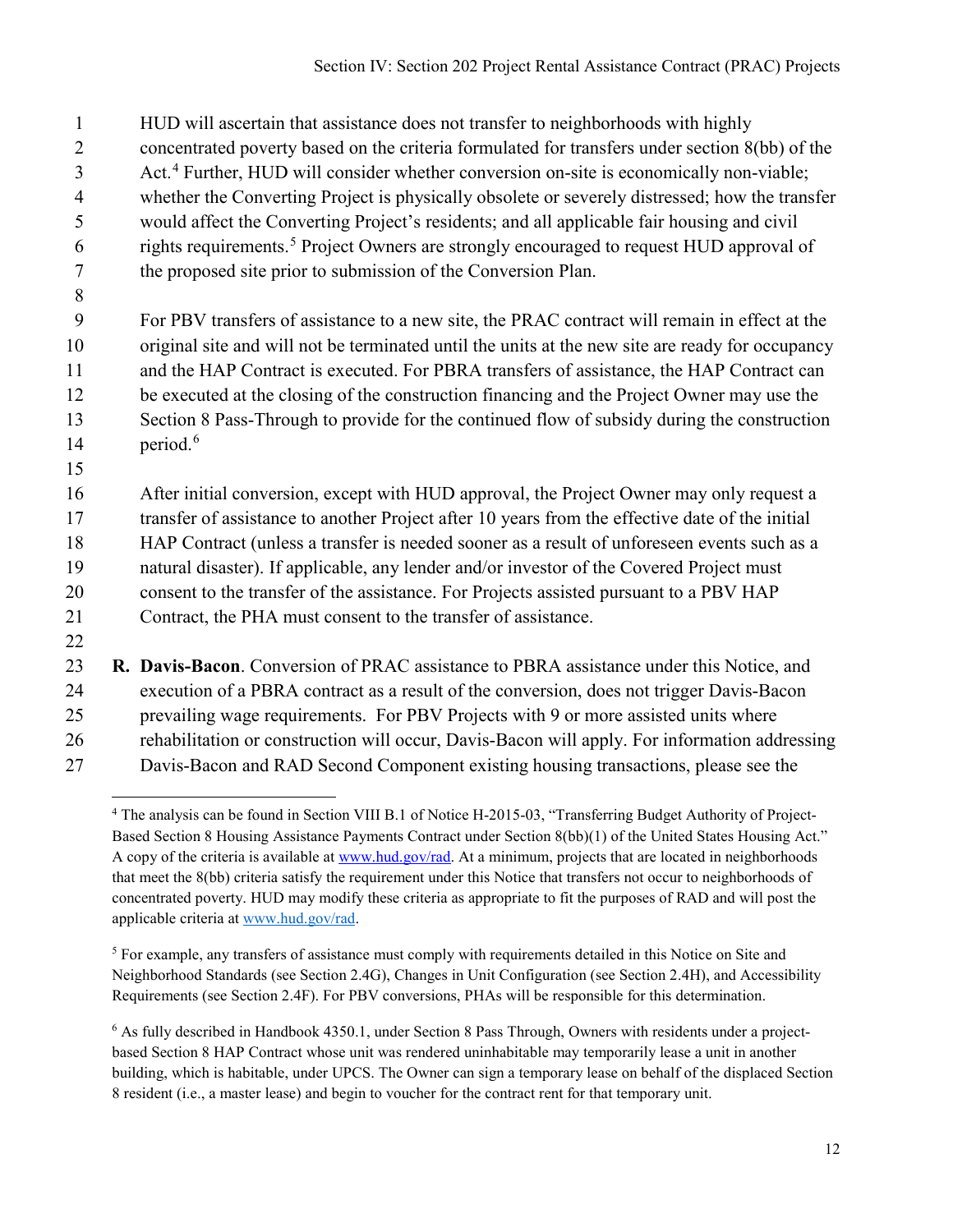HUD will ascertain that assistance does not transfer to neighborhoods with highly concentrated poverty based on the criteria formulated for transfers under section 8(bb) of the Act.[4] Further, HUD will consider whether conversion on-site is economically non-viable; whether the Converting Project is physically obsolete or severely distressed; how the transfer would affect the Converting Project's residents; and all applicable fair housing and civil rights requirements.[5] Project Owners are strongly encouraged to request HUD approval of the proposed site prior to submission of the Conversion Plan.

For PBV transfers of assistance to a new site, the PRAC contract will remain in effect at the original site and will not be terminated until the units at the new site are ready for occupancy and the HAP Contract is executed. For PBRA transfers of assistance, the HAP Contract can be executed at the closing of the construction financing and the Project Owner may use the Section 8 Pass-Through to provide for the continued flow of subsidy during the construction period.[6]

After initial conversion, except with HUD approval, the Project Owner may only request a transfer of assistance to another Project after 10 years from the effective date of the initial HAP Contract (unless a transfer is needed sooner as a result of unforeseen events such as a natural disaster). If applicable, any lender and/or investor of the Covered Project must consent to the transfer of the assistance. For Projects assisted pursuant to a PBV HAP Contract, the PHA must consent to the transfer of assistance.

**R. Davis-Bacon**. Conversion of PRAC assistance to PBRA assistance under this Notice, and execution of a PBRA contract as a result of the conversion, does not trigger Davis-Bacon prevailing wage requirements. For PBV Projects with 9 or more assisted units where rehabilitation or construction will occur, Davis-Bacon will apply. For information addressing Davis-Bacon and RAD Second Component existing housing transactions, please see the

---

[4] The analysis can be found in Section VIII B.1 of Notice H-2015-03, "Transferring Budget Authority of Project-Based Section 8 Housing Assistance Payments Contract under Section 8(bb)(1) of the United States Housing Act." A copy of the criteria is available at www.hud.gov/rad. At a minimum, projects that are located in neighborhoods that meet the 8(bb) criteria satisfy the requirement under this Notice that transfers not occur to neighborhoods of concentrated poverty. HUD may modify these criteria as appropriate to fit the purposes of RAD and will post the applicable criteria at www.hud.gov/rad.

[5] For example, any transfers of assistance must comply with requirements detailed in this Notice on Site and Neighborhood Standards (see Section 2.4G), Changes in Unit Configuration (see Section 2.4H), and Accessibility Requirements (see Section 2.4F). For PBV conversions, PHAs will be responsible for this determination.

[6] As fully described in Handbook 4350.1, under Section 8 Pass Through, Owners with residents under a project-based Section 8 HAP Contract whose unit was rendered uninhabitable may temporarily lease a unit in another building, which is habitable, under UPCS. The Owner can sign a temporary lease on behalf of the displaced Section 8 resident (i.e., a master lease) and begin to voucher for the contract rent for that temporary unit.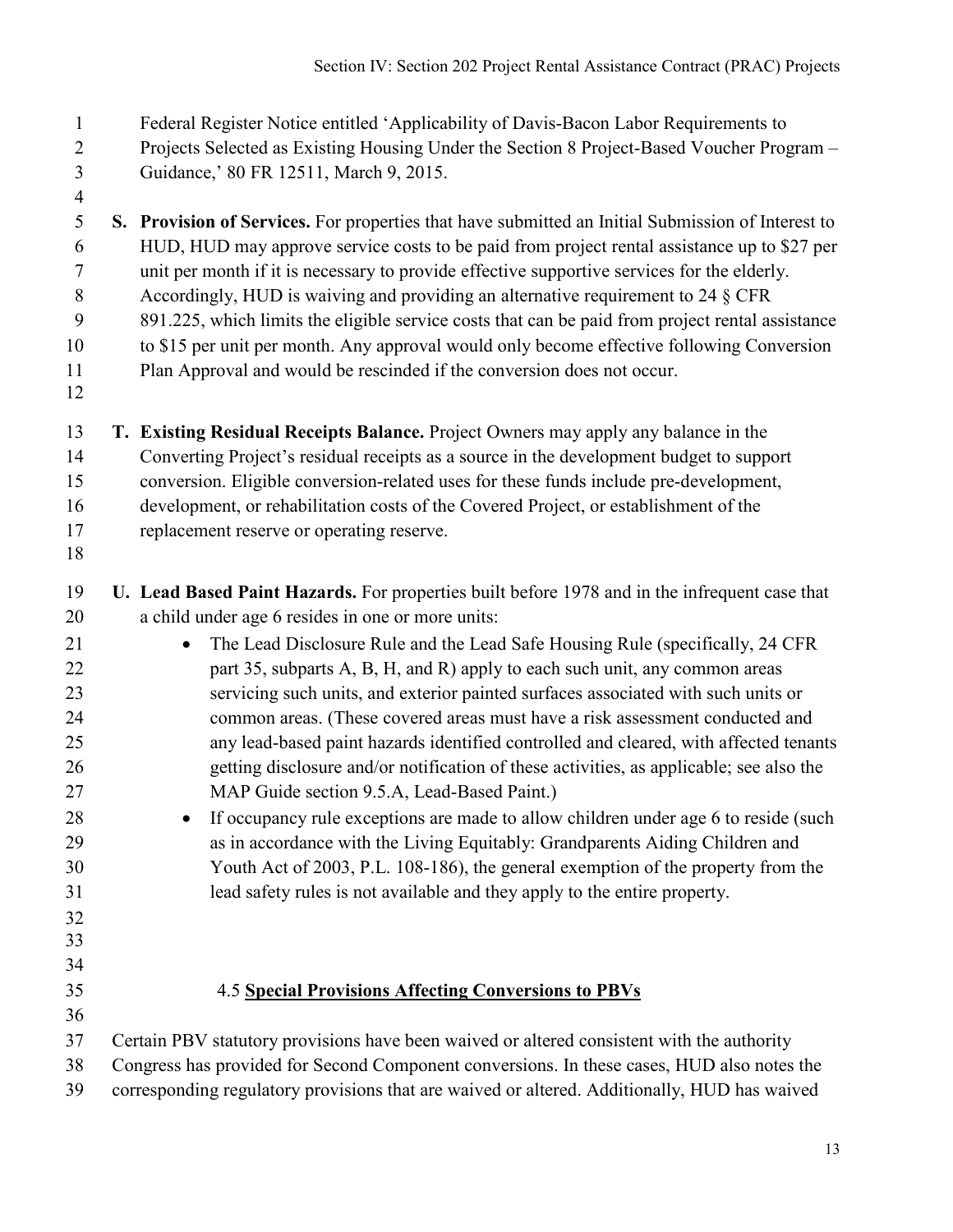Federal Register Notice entitled 'Applicability of Davis-Bacon Labor Requirements to Projects Selected as Existing Housing Under the Section 8 Project-Based Voucher Program – Guidance,' 80 FR 12511, March 9, 2015.

**S. Provision of Services.** For properties that have submitted an Initial Submission of Interest to HUD, HUD may approve service costs to be paid from project rental assistance up to $27 per unit per month if it is necessary to provide effective supportive services for the elderly. Accordingly, HUD is waiving and providing an alternative requirement to 24 § CFR 891.225, which limits the eligible service costs that can be paid from project rental assistance to $15 per unit per month. Any approval would only become effective following Conversion Plan Approval and would be rescinded if the conversion does not occur.

**T. Existing Residual Receipts Balance.** Project Owners may apply any balance in the Converting Project's residual receipts as a source in the development budget to support conversion. Eligible conversion-related uses for these funds include pre-development, development, or rehabilitation costs of the Covered Project, or establishment of the replacement reserve or operating reserve.

**U. Lead Based Paint Hazards.** For properties built before 1978 and in the infrequent case that a child under age 6 resides in one or more units:

- The Lead Disclosure Rule and the Lead Safe Housing Rule (specifically, 24 CFR part 35, subparts A, B, H, and R) apply to each such unit, any common areas servicing such units, and exterior painted surfaces associated with such units or common areas. (These covered areas must have a risk assessment conducted and any lead-based paint hazards identified controlled and cleared, with affected tenants getting disclosure and/or notification of these activities, as applicable; see also the MAP Guide section 9.5.A, Lead-Based Paint.)
- If occupancy rule exceptions are made to allow children under age 6 to reside (such as in accordance with the Living Equitably: Grandparents Aiding Children and Youth Act of 2003, P.L. 108-186), the general exemption of the property from the lead safety rules is not available and they apply to the entire property.

## 4.5 Special Provisions Affecting Conversions to PBVs

Certain PBV statutory provisions have been waived or altered consistent with the authority Congress has provided for Second Component conversions. In these cases, HUD also notes the corresponding regulatory provisions that are waived or altered. Additionally, HUD has waived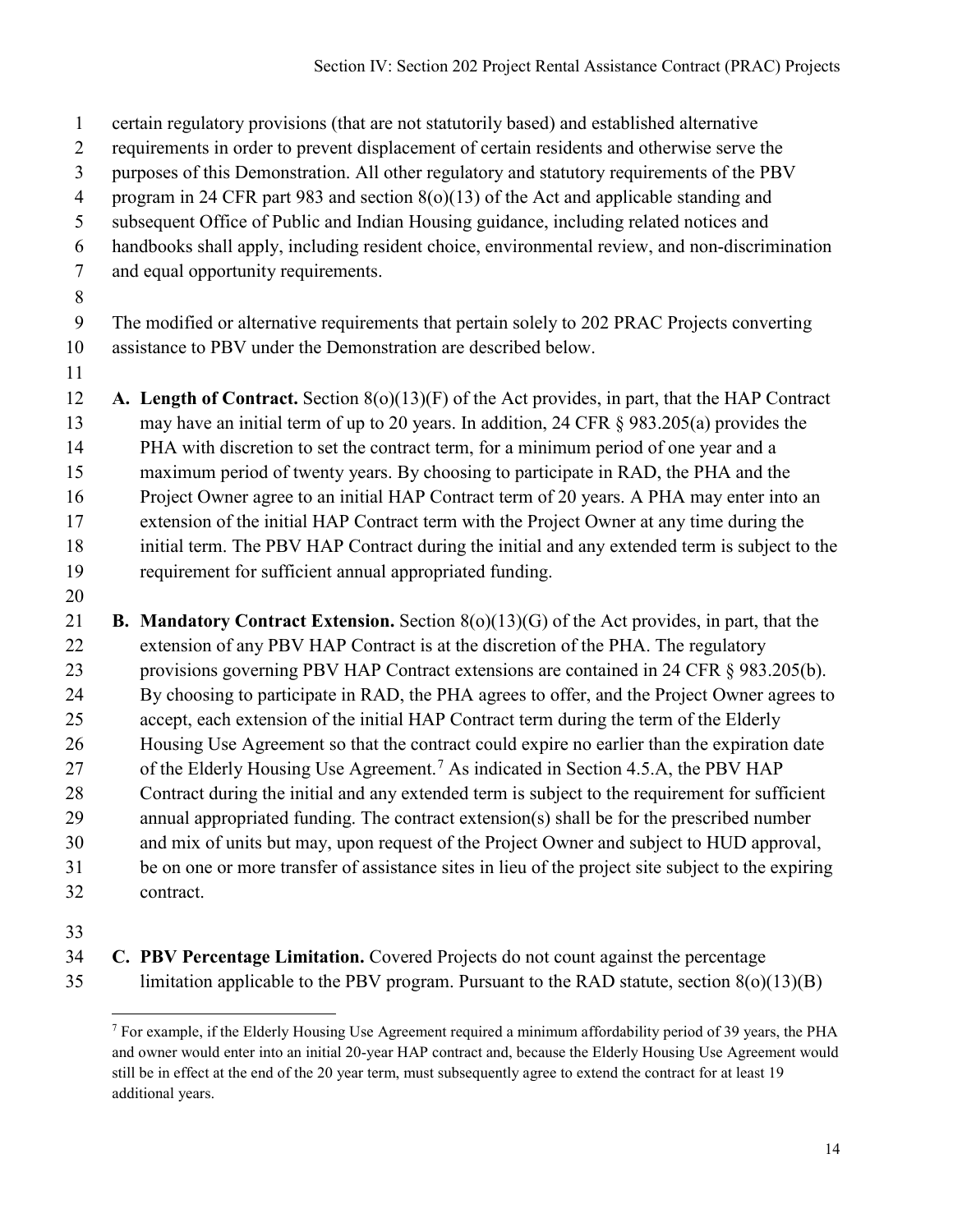certain regulatory provisions (that are not statutorily based) and established alternative requirements in order to prevent displacement of certain residents and otherwise serve the purposes of this Demonstration. All other regulatory and statutory requirements of the PBV program in 24 CFR part 983 and section 8(o)(13) of the Act and applicable standing and subsequent Office of Public and Indian Housing guidance, including related notices and handbooks shall apply, including resident choice, environmental review, and non-discrimination and equal opportunity requirements.

The modified or alternative requirements that pertain solely to 202 PRAC Projects converting assistance to PBV under the Demonstration are described below.

**A. Length of Contract.** Section 8(o)(13)(F) of the Act provides, in part, that the HAP Contract may have an initial term of up to 20 years. In addition, 24 CFR § 983.205(a) provides the PHA with discretion to set the contract term, for a minimum period of one year and a maximum period of twenty years. By choosing to participate in RAD, the PHA and the Project Owner agree to an initial HAP Contract term of 20 years. A PHA may enter into an extension of the initial HAP Contract term with the Project Owner at any time during the initial term. The PBV HAP Contract during the initial and any extended term is subject to the requirement for sufficient annual appropriated funding.

**B. Mandatory Contract Extension.** Section 8(o)(13)(G) of the Act provides, in part, that the extension of any PBV HAP Contract is at the discretion of the PHA. The regulatory provisions governing PBV HAP Contract extensions are contained in 24 CFR § 983.205(b). By choosing to participate in RAD, the PHA agrees to offer, and the Project Owner agrees to accept, each extension of the initial HAP Contract term during the term of the Elderly Housing Use Agreement so that the contract could expire no earlier than the expiration date of the Elderly Housing Use Agreement.[7] As indicated in Section 4.5.A, the PBV HAP Contract during the initial and any extended term is subject to the requirement for sufficient annual appropriated funding. The contract extension(s) shall be for the prescribed number and mix of units but may, upon request of the Project Owner and subject to HUD approval, be on one or more transfer of assistance sites in lieu of the project site subject to the expiring contract.

**C. PBV Percentage Limitation.** Covered Projects do not count against the percentage limitation applicable to the PBV program. Pursuant to the RAD statute, section 8(o)(13)(B)

[7] For example, if the Elderly Housing Use Agreement required a minimum affordability period of 39 years, the PHA and owner would enter into an initial 20-year HAP contract and, because the Elderly Housing Use Agreement would still be in effect at the end of the 20 year term, must subsequently agree to extend the contract for at least 19 additional years.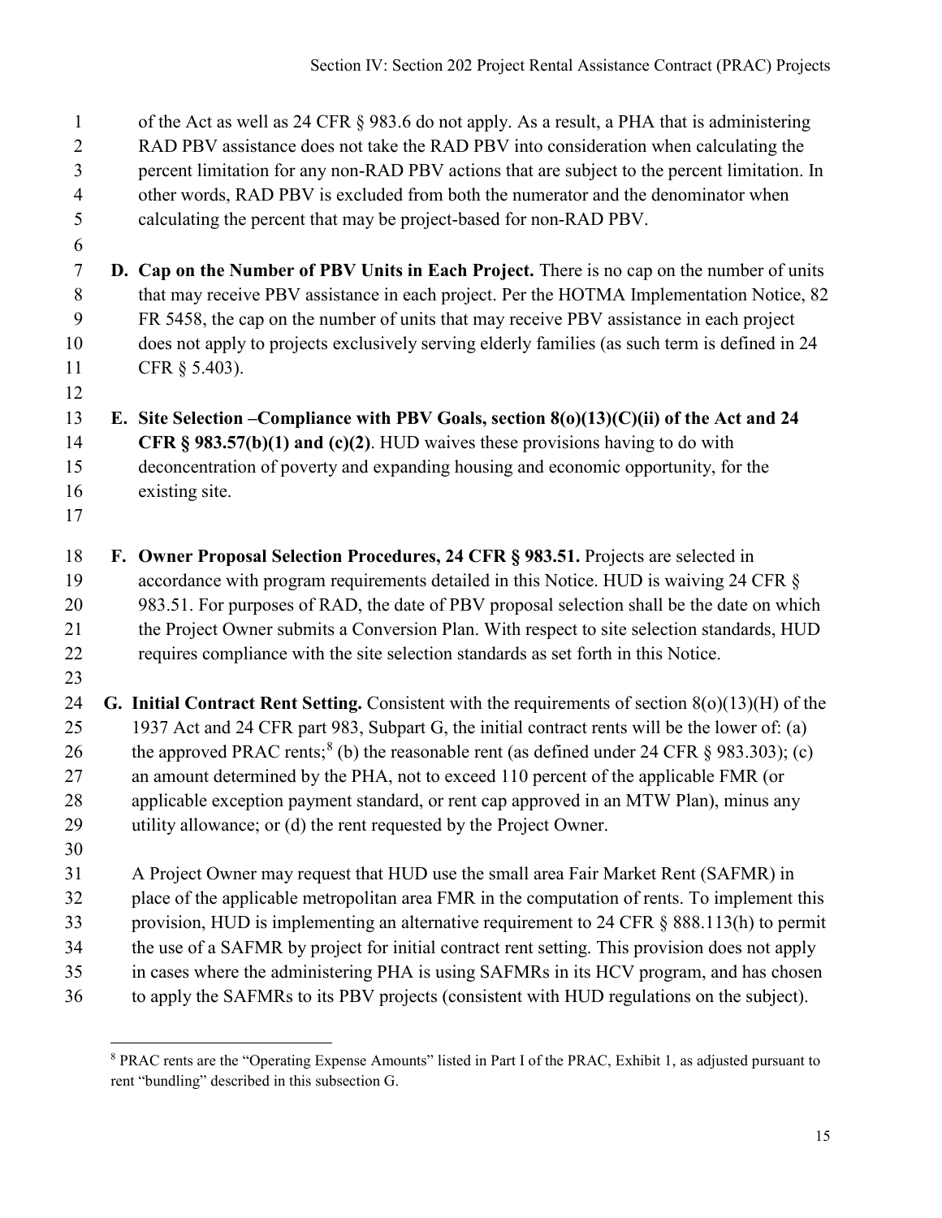of the Act as well as 24 CFR § 983.6 do not apply. As a result, a PHA that is administering RAD PBV assistance does not take the RAD PBV into consideration when calculating the percent limitation for any non-RAD PBV actions that are subject to the percent limitation. In other words, RAD PBV is excluded from both the numerator and the denominator when calculating the percent that may be project-based for non-RAD PBV.

**D. Cap on the Number of PBV Units in Each Project.** There is no cap on the number of units that may receive PBV assistance in each project. Per the HOTMA Implementation Notice, 82 FR 5458, the cap on the number of units that may receive PBV assistance in each project does not apply to projects exclusively serving elderly families (as such term is defined in 24 CFR § 5.403).

**E. Site Selection –Compliance with PBV Goals, section 8(o)(13)(C)(ii) of the Act and 24 CFR § 983.57(b)(1) and (c)(2)**. HUD waives these provisions having to do with deconcentration of poverty and expanding housing and economic opportunity, for the existing site.

**F. Owner Proposal Selection Procedures, 24 CFR § 983.51.** Projects are selected in accordance with program requirements detailed in this Notice. HUD is waiving 24 CFR § 983.51. For purposes of RAD, the date of PBV proposal selection shall be the date on which the Project Owner submits a Conversion Plan. With respect to site selection standards, HUD requires compliance with the site selection standards as set forth in this Notice.

**G. Initial Contract Rent Setting.** Consistent with the requirements of section 8(o)(13)(H) of the 1937 Act and 24 CFR part 983, Subpart G, the initial contract rents will be the lower of: (a) the approved PRAC rents;[8] (b) the reasonable rent (as defined under 24 CFR § 983.303); (c) an amount determined by the PHA, not to exceed 110 percent of the applicable FMR (or applicable exception payment standard, or rent cap approved in an MTW Plan), minus any utility allowance; or (d) the rent requested by the Project Owner.

A Project Owner may request that HUD use the small area Fair Market Rent (SAFMR) in place of the applicable metropolitan area FMR in the computation of rents. To implement this provision, HUD is implementing an alternative requirement to 24 CFR § 888.113(h) to permit the use of a SAFMR by project for initial contract rent setting. This provision does not apply in cases where the administering PHA is using SAFMRs in its HCV program, and has chosen to apply the SAFMRs to its PBV projects (consistent with HUD regulations on the subject).

[8] PRAC rents are the "Operating Expense Amounts" listed in Part I of the PRAC, Exhibit 1, as adjusted pursuant to rent "bundling" described in this subsection G.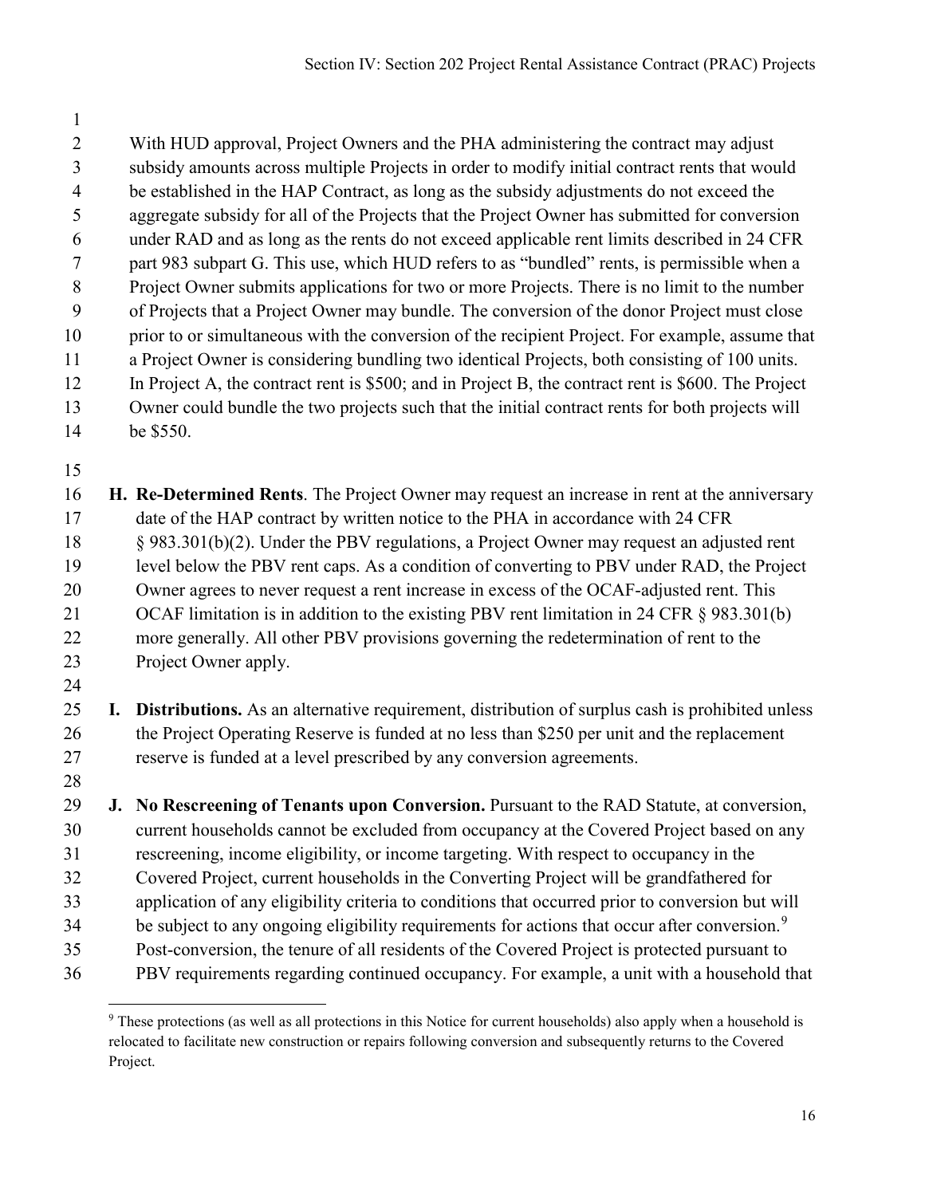With HUD approval, Project Owners and the PHA administering the contract may adjust subsidy amounts across multiple Projects in order to modify initial contract rents that would be established in the HAP Contract, as long as the subsidy adjustments do not exceed the aggregate subsidy for all of the Projects that the Project Owner has submitted for conversion under RAD and as long as the rents do not exceed applicable rent limits described in 24 CFR part 983 subpart G. This use, which HUD refers to as "bundled" rents, is permissible when a Project Owner submits applications for two or more Projects. There is no limit to the number of Projects that a Project Owner may bundle. The conversion of the donor Project must close prior to or simultaneous with the conversion of the recipient Project. For example, assume that a Project Owner is considering bundling two identical Projects, both consisting of 100 units. In Project A, the contract rent is $500; and in Project B, the contract rent is $600. The Project Owner could bundle the two projects such that the initial contract rents for both projects will be $550.

**H. Re-Determined Rents**. The Project Owner may request an increase in rent at the anniversary date of the HAP contract by written notice to the PHA in accordance with 24 CFR § 983.301(b)(2). Under the PBV regulations, a Project Owner may request an adjusted rent level below the PBV rent caps. As a condition of converting to PBV under RAD, the Project Owner agrees to never request a rent increase in excess of the OCAF-adjusted rent. This OCAF limitation is in addition to the existing PBV rent limitation in 24 CFR § 983.301(b) more generally. All other PBV provisions governing the redetermination of rent to the Project Owner apply.

**I. Distributions.** As an alternative requirement, distribution of surplus cash is prohibited unless the Project Operating Reserve is funded at no less than $250 per unit and the replacement reserve is funded at a level prescribed by any conversion agreements.

**J. No Rescreening of Tenants upon Conversion.** Pursuant to the RAD Statute, at conversion, current households cannot be excluded from occupancy at the Covered Project based on any rescreening, income eligibility, or income targeting. With respect to occupancy in the Covered Project, current households in the Converting Project will be grandfathered for application of any eligibility criteria to conditions that occurred prior to conversion but will be subject to any ongoing eligibility requirements for actions that occur after conversion.[9] Post-conversion, the tenure of all residents of the Covered Project is protected pursuant to PBV requirements regarding continued occupancy. For example, a unit with a household that

[9] These protections (as well as all protections in this Notice for current households) also apply when a household is relocated to facilitate new construction or repairs following conversion and subsequently returns to the Covered Project.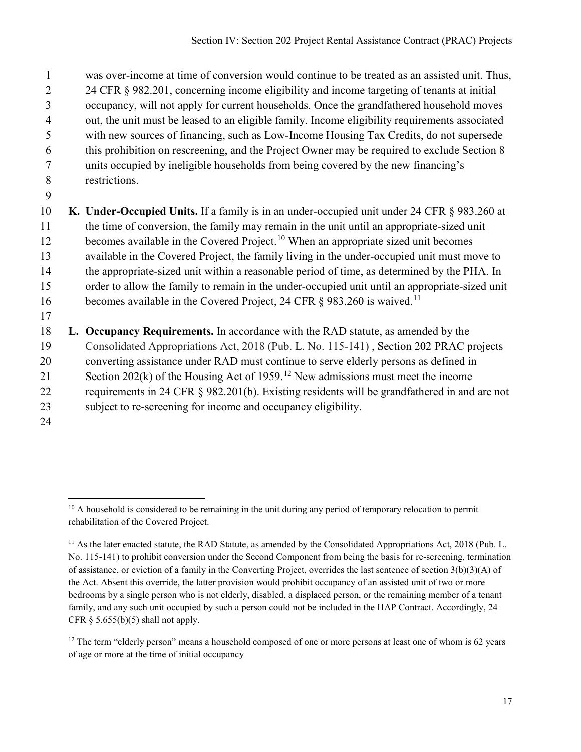was over-income at time of conversion would continue to be treated as an assisted unit. Thus, 24 CFR § 982.201, concerning income eligibility and income targeting of tenants at initial occupancy, will not apply for current households. Once the grandfathered household moves out, the unit must be leased to an eligible family. Income eligibility requirements associated with new sources of financing, such as Low-Income Housing Tax Credits, do not supersede this prohibition on rescreening, and the Project Owner may be required to exclude Section 8 units occupied by ineligible households from being covered by the new financing's restrictions.

**K. Under-Occupied Units.** If a family is in an under-occupied unit under 24 CFR § 983.260 at the time of conversion, the family may remain in the unit until an appropriate-sized unit becomes available in the Covered Project.[10] When an appropriate sized unit becomes available in the Covered Project, the family living in the under-occupied unit must move to the appropriate-sized unit within a reasonable period of time, as determined by the PHA. In order to allow the family to remain in the under-occupied unit until an appropriate-sized unit becomes available in the Covered Project, 24 CFR § 983.260 is waived.[11]

**L. Occupancy Requirements.** In accordance with the RAD statute, as amended by the Consolidated Appropriations Act, 2018 (Pub. L. No. 115-141) , Section 202 PRAC projects converting assistance under RAD must continue to serve elderly persons as defined in Section 202(k) of the Housing Act of 1959.[12] New admissions must meet the income requirements in 24 CFR § 982.201(b). Existing residents will be grandfathered in and are not subject to re-screening for income and occupancy eligibility.

---

[10] A household is considered to be remaining in the unit during any period of temporary relocation to permit rehabilitation of the Covered Project.

[11] As the later enacted statute, the RAD Statute, as amended by the Consolidated Appropriations Act, 2018 (Pub. L. No. 115-141) to prohibit conversion under the Second Component from being the basis for re-screening, termination of assistance, or eviction of a family in the Converting Project, overrides the last sentence of section 3(b)(3)(A) of the Act. Absent this override, the latter provision would prohibit occupancy of an assisted unit of two or more bedrooms by a single person who is not elderly, disabled, a displaced person, or the remaining member of a tenant family, and any such unit occupied by such a person could not be included in the HAP Contract. Accordingly, 24 CFR § 5.655(b)(5) shall not apply.

[12] The term "elderly person" means a household composed of one or more persons at least one of whom is 62 years of age or more at the time of initial occupancy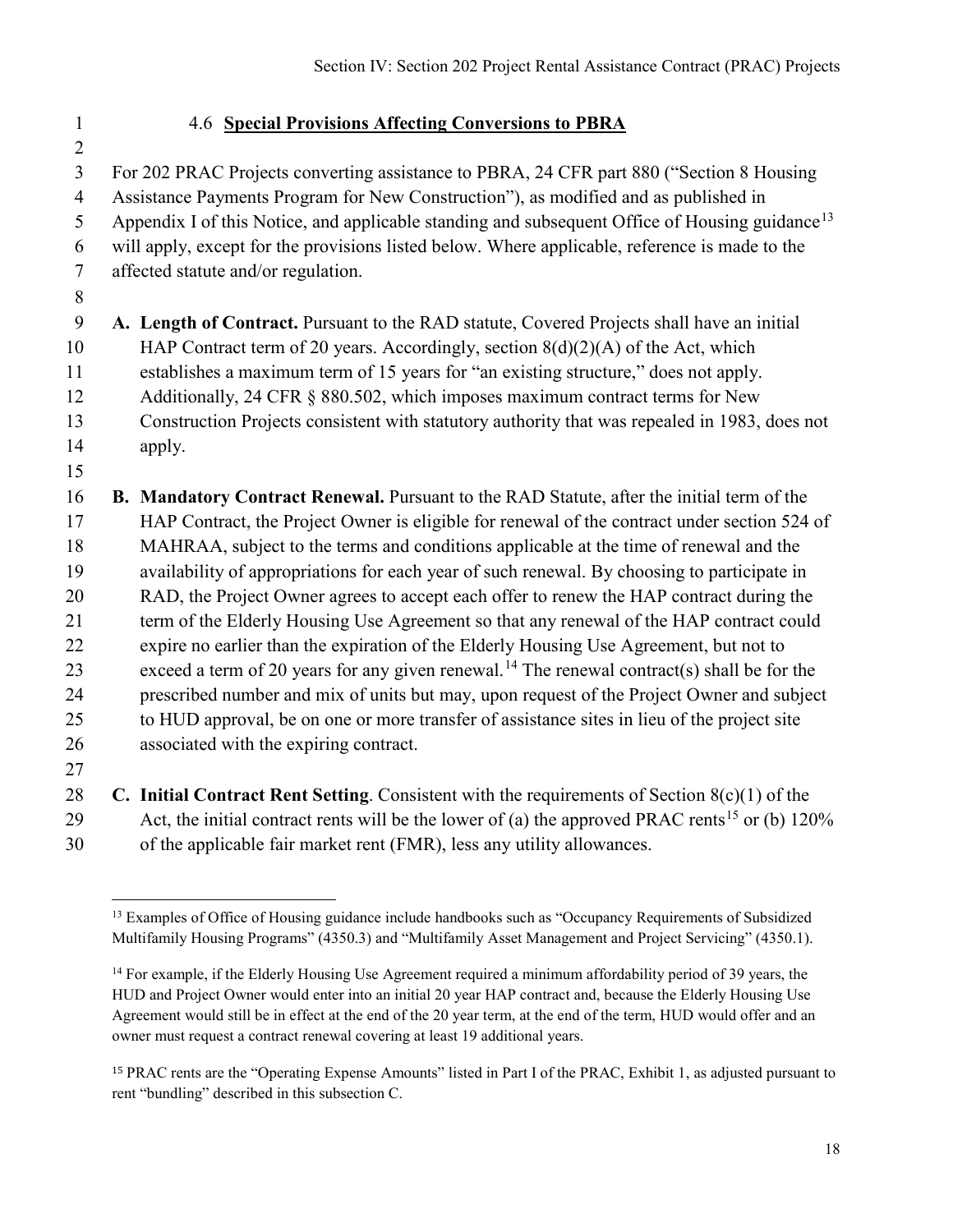### 4.6 **Special Provisions Affecting Conversions to PBRA**

For 202 PRAC Projects converting assistance to PBRA, 24 CFR part 880 ("Section 8 Housing Assistance Payments Program for New Construction"), as modified and as published in Appendix I of this Notice, and applicable standing and subsequent Office of Housing guidance[13] will apply, except for the provisions listed below. Where applicable, reference is made to the affected statute and/or regulation.

**A. Length of Contract.** Pursuant to the RAD statute, Covered Projects shall have an initial HAP Contract term of 20 years. Accordingly, section 8(d)(2)(A) of the Act, which establishes a maximum term of 15 years for "an existing structure," does not apply. Additionally, 24 CFR § 880.502, which imposes maximum contract terms for New Construction Projects consistent with statutory authority that was repealed in 1983, does not apply.

**B. Mandatory Contract Renewal.** Pursuant to the RAD Statute, after the initial term of the HAP Contract, the Project Owner is eligible for renewal of the contract under section 524 of MAHRAA, subject to the terms and conditions applicable at the time of renewal and the availability of appropriations for each year of such renewal. By choosing to participate in RAD, the Project Owner agrees to accept each offer to renew the HAP contract during the term of the Elderly Housing Use Agreement so that any renewal of the HAP contract could expire no earlier than the expiration of the Elderly Housing Use Agreement, but not to exceed a term of 20 years for any given renewal.[14] The renewal contract(s) shall be for the prescribed number and mix of units but may, upon request of the Project Owner and subject to HUD approval, be on one or more transfer of assistance sites in lieu of the project site associated with the expiring contract.

**C. Initial Contract Rent Setting**. Consistent with the requirements of Section 8(c)(1) of the Act, the initial contract rents will be the lower of (a) the approved PRAC rents[15] or (b) 120% of the applicable fair market rent (FMR), less any utility allowances.

---

[13] Examples of Office of Housing guidance include handbooks such as "Occupancy Requirements of Subsidized Multifamily Housing Programs" (4350.3) and "Multifamily Asset Management and Project Servicing" (4350.1).

[14] For example, if the Elderly Housing Use Agreement required a minimum affordability period of 39 years, the HUD and Project Owner would enter into an initial 20 year HAP contract and, because the Elderly Housing Use Agreement would still be in effect at the end of the 20 year term, at the end of the term, HUD would offer and an owner must request a contract renewal covering at least 19 additional years.

[15] PRAC rents are the "Operating Expense Amounts" listed in Part I of the PRAC, Exhibit 1, as adjusted pursuant to rent "bundling" described in this subsection C.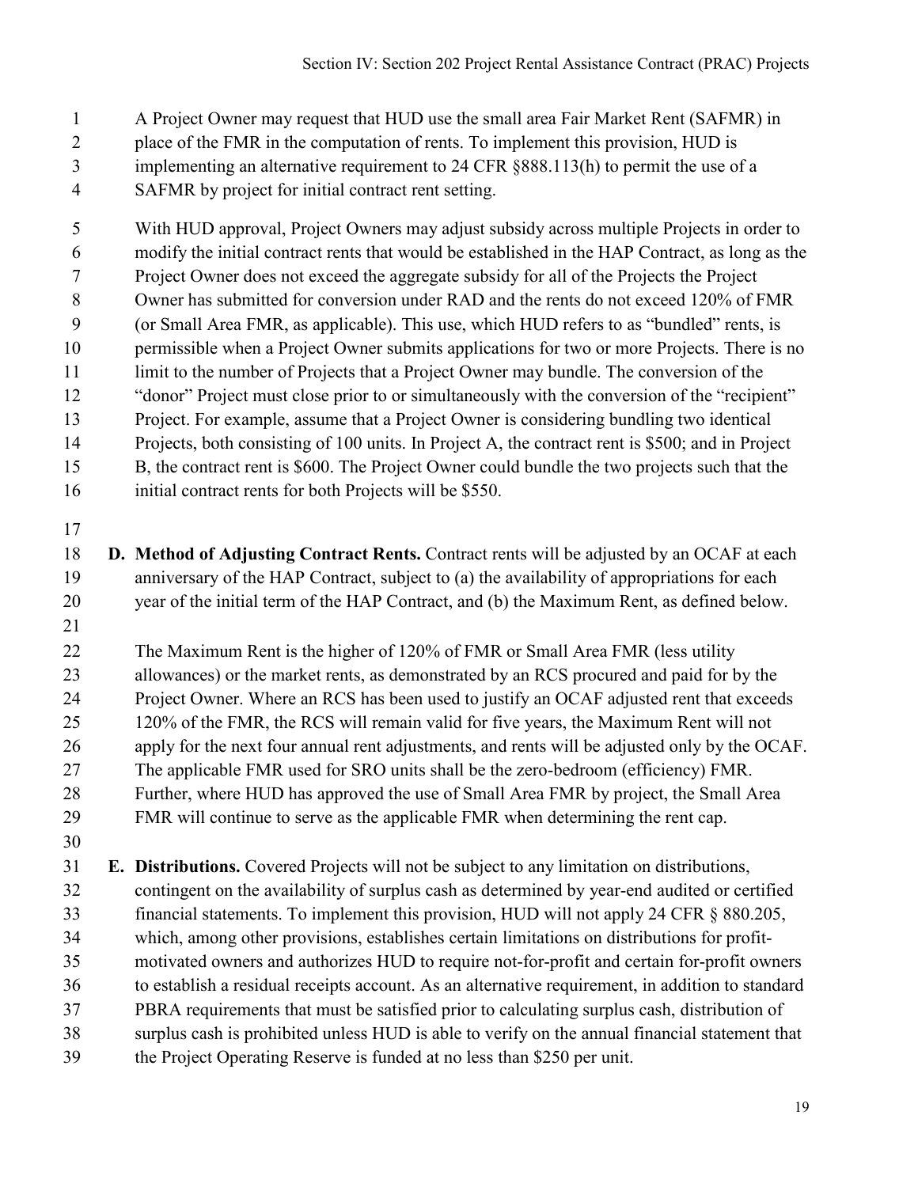A Project Owner may request that HUD use the small area Fair Market Rent (SAFMR) in place of the FMR in the computation of rents. To implement this provision, HUD is implementing an alternative requirement to 24 CFR §888.113(h) to permit the use of a SAFMR by project for initial contract rent setting.

With HUD approval, Project Owners may adjust subsidy across multiple Projects in order to modify the initial contract rents that would be established in the HAP Contract, as long as the Project Owner does not exceed the aggregate subsidy for all of the Projects the Project Owner has submitted for conversion under RAD and the rents do not exceed 120% of FMR (or Small Area FMR, as applicable). This use, which HUD refers to as "bundled" rents, is permissible when a Project Owner submits applications for two or more Projects. There is no limit to the number of Projects that a Project Owner may bundle. The conversion of the "donor" Project must close prior to or simultaneously with the conversion of the "recipient" Project. For example, assume that a Project Owner is considering bundling two identical Projects, both consisting of 100 units. In Project A, the contract rent is $500; and in Project B, the contract rent is $600. The Project Owner could bundle the two projects such that the initial contract rents for both Projects will be $550.

**D. Method of Adjusting Contract Rents.** Contract rents will be adjusted by an OCAF at each anniversary of the HAP Contract, subject to (a) the availability of appropriations for each year of the initial term of the HAP Contract, and (b) the Maximum Rent, as defined below.

The Maximum Rent is the higher of 120% of FMR or Small Area FMR (less utility allowances) or the market rents, as demonstrated by an RCS procured and paid for by the Project Owner. Where an RCS has been used to justify an OCAF adjusted rent that exceeds 120% of the FMR, the RCS will remain valid for five years, the Maximum Rent will not apply for the next four annual rent adjustments, and rents will be adjusted only by the OCAF. The applicable FMR used for SRO units shall be the zero-bedroom (efficiency) FMR. Further, where HUD has approved the use of Small Area FMR by project, the Small Area FMR will continue to serve as the applicable FMR when determining the rent cap.

**E. Distributions.** Covered Projects will not be subject to any limitation on distributions, contingent on the availability of surplus cash as determined by year-end audited or certified financial statements. To implement this provision, HUD will not apply 24 CFR § 880.205, which, among other provisions, establishes certain limitations on distributions for profit-motivated owners and authorizes HUD to require not-for-profit and certain for-profit owners to establish a residual receipts account. As an alternative requirement, in addition to standard PBRA requirements that must be satisfied prior to calculating surplus cash, distribution of surplus cash is prohibited unless HUD is able to verify on the annual financial statement that the Project Operating Reserve is funded at no less than $250 per unit.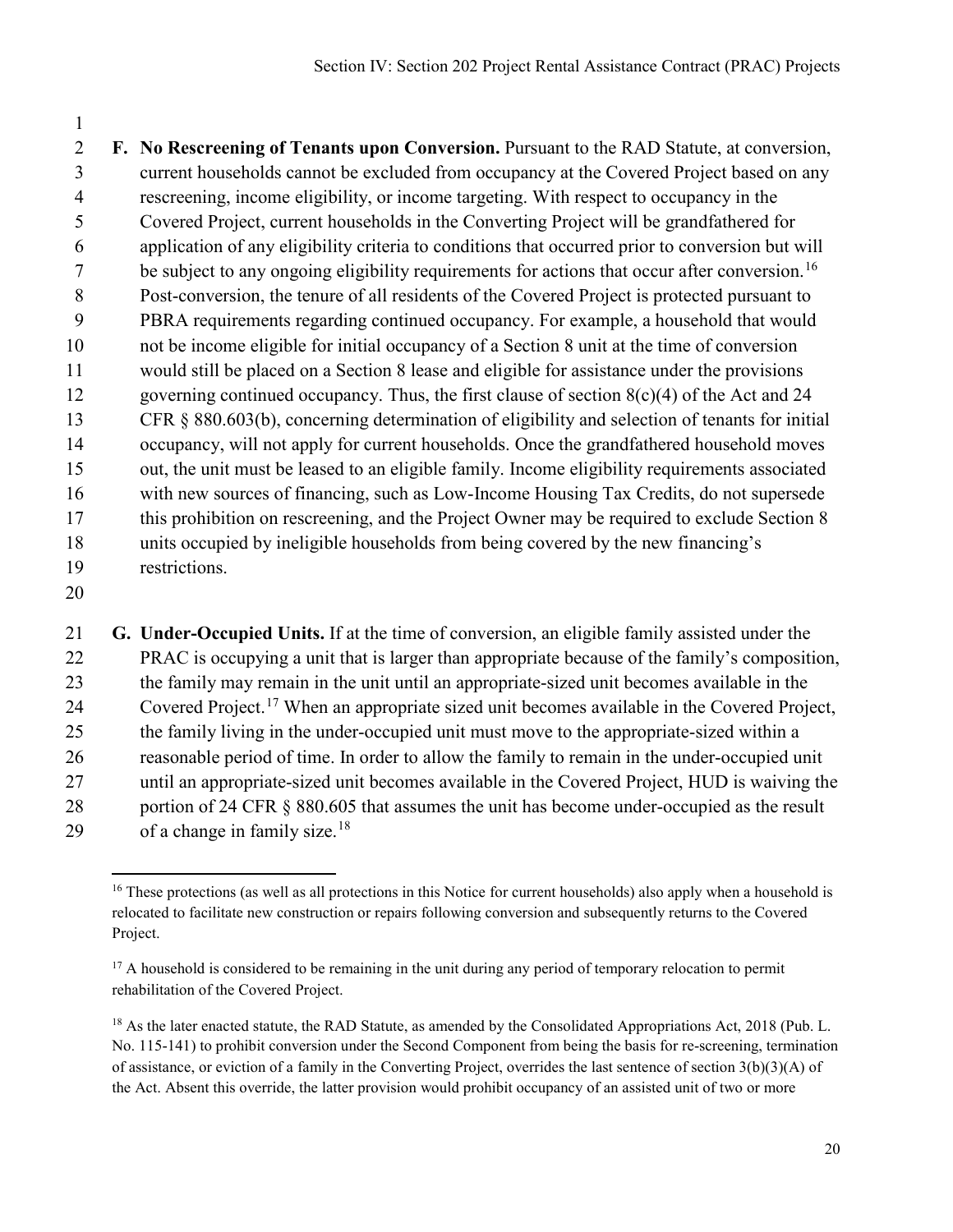**F. No Rescreening of Tenants upon Conversion.** Pursuant to the RAD Statute, at conversion, current households cannot be excluded from occupancy at the Covered Project based on any rescreening, income eligibility, or income targeting. With respect to occupancy in the Covered Project, current households in the Converting Project will be grandfathered for application of any eligibility criteria to conditions that occurred prior to conversion but will be subject to any ongoing eligibility requirements for actions that occur after conversion.[16] Post-conversion, the tenure of all residents of the Covered Project is protected pursuant to PBRA requirements regarding continued occupancy. For example, a household that would not be income eligible for initial occupancy of a Section 8 unit at the time of conversion would still be placed on a Section 8 lease and eligible for assistance under the provisions governing continued occupancy. Thus, the first clause of section 8(c)(4) of the Act and 24 CFR § 880.603(b), concerning determination of eligibility and selection of tenants for initial occupancy, will not apply for current households. Once the grandfathered household moves out, the unit must be leased to an eligible family. Income eligibility requirements associated with new sources of financing, such as Low-Income Housing Tax Credits, do not supersede this prohibition on rescreening, and the Project Owner may be required to exclude Section 8 units occupied by ineligible households from being covered by the new financing's restrictions.

**G. Under-Occupied Units.** If at the time of conversion, an eligible family assisted under the PRAC is occupying a unit that is larger than appropriate because of the family's composition, the family may remain in the unit until an appropriate-sized unit becomes available in the Covered Project.[17] When an appropriate sized unit becomes available in the Covered Project, the family living in the under-occupied unit must move to the appropriate-sized within a reasonable period of time. In order to allow the family to remain in the under-occupied unit until an appropriate-sized unit becomes available in the Covered Project, HUD is waiving the portion of 24 CFR § 880.605 that assumes the unit has become under-occupied as the result of a change in family size.[18]

---

[16] These protections (as well as all protections in this Notice for current households) also apply when a household is relocated to facilitate new construction or repairs following conversion and subsequently returns to the Covered Project.

[17] A household is considered to be remaining in the unit during any period of temporary relocation to permit rehabilitation of the Covered Project.

[18] As the later enacted statute, the RAD Statute, as amended by the Consolidated Appropriations Act, 2018 (Pub. L. No. 115-141) to prohibit conversion under the Second Component from being the basis for re-screening, termination of assistance, or eviction of a family in the Converting Project, overrides the last sentence of section 3(b)(3)(A) of the Act. Absent this override, the latter provision would prohibit occupancy of an assisted unit of two or more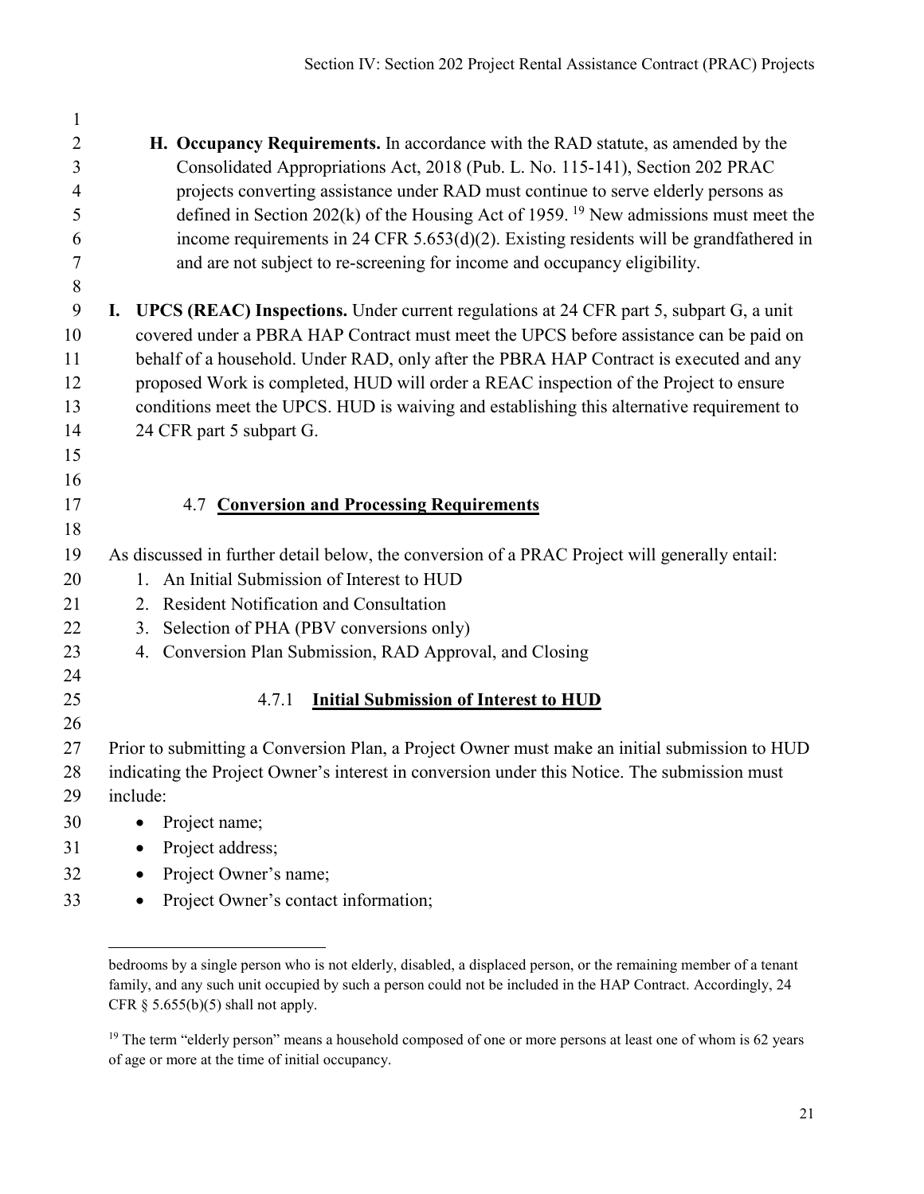**H. Occupancy Requirements.** In accordance with the RAD statute, as amended by the Consolidated Appropriations Act, 2018 (Pub. L. No. 115-141), Section 202 PRAC projects converting assistance under RAD must continue to serve elderly persons as defined in Section 202(k) of the Housing Act of 1959. [19] New admissions must meet the income requirements in 24 CFR 5.653(d)(2). Existing residents will be grandfathered in and are not subject to re-screening for income and occupancy eligibility.

**I. UPCS (REAC) Inspections.** Under current regulations at 24 CFR part 5, subpart G, a unit covered under a PBRA HAP Contract must meet the UPCS before assistance can be paid on behalf of a household. Under RAD, only after the PBRA HAP Contract is executed and any proposed Work is completed, HUD will order a REAC inspection of the Project to ensure conditions meet the UPCS. HUD is waiving and establishing this alternative requirement to 24 CFR part 5 subpart G.

## 4.7 Conversion and Processing Requirements

As discussed in further detail below, the conversion of a PRAC Project will generally entail:

1. An Initial Submission of Interest to HUD
2. Resident Notification and Consultation
3. Selection of PHA (PBV conversions only)
4. Conversion Plan Submission, RAD Approval, and Closing

### 4.7.1 Initial Submission of Interest to HUD

Prior to submitting a Conversion Plan, a Project Owner must make an initial submission to HUD indicating the Project Owner's interest in conversion under this Notice. The submission must include:

- Project name;
- Project address;
- Project Owner's name;
- Project Owner's contact information;

---

bedrooms by a single person who is not elderly, disabled, a displaced person, or the remaining member of a tenant family, and any such unit occupied by such a person could not be included in the HAP Contract. Accordingly, 24 CFR § 5.655(b)(5) shall not apply.

[19] The term "elderly person" means a household composed of one or more persons at least one of whom is 62 years of age or more at the time of initial occupancy.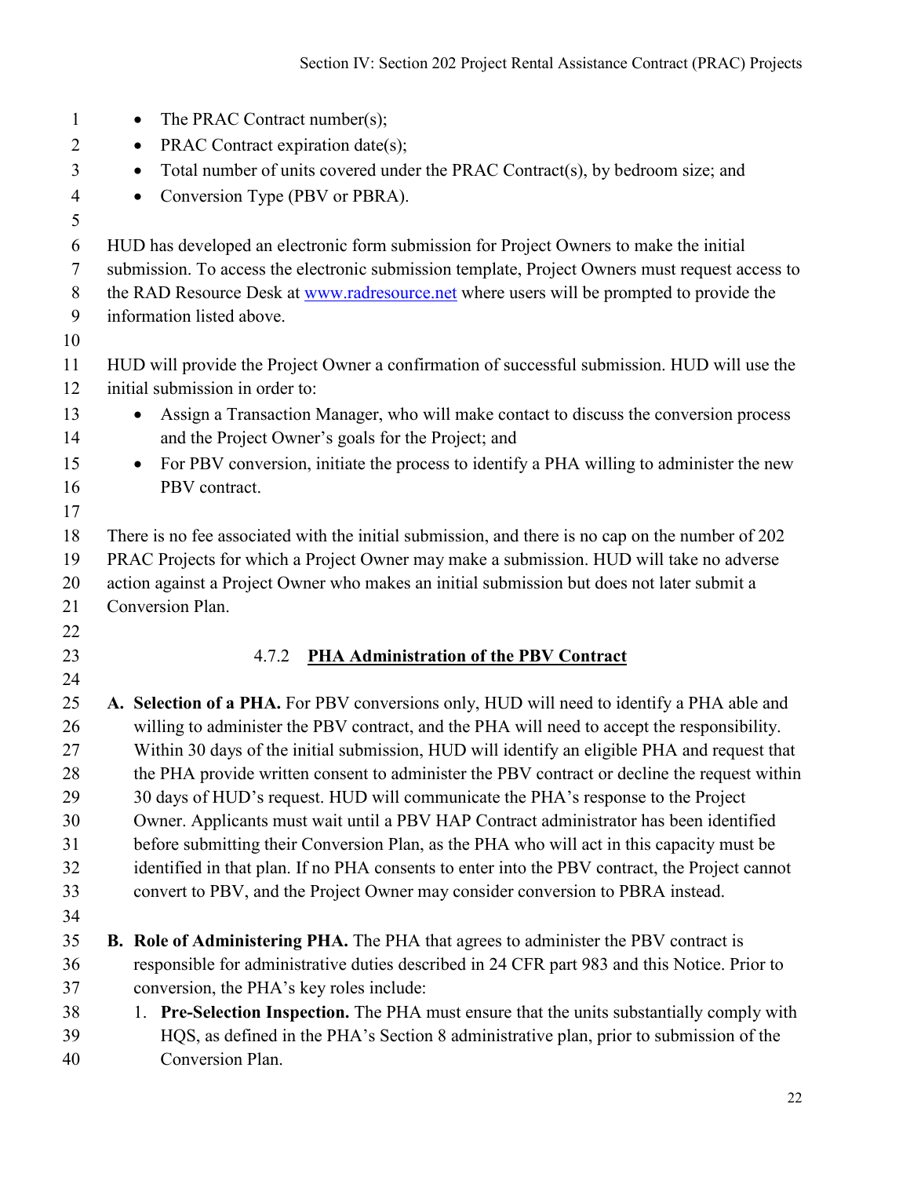- The PRAC Contract number(s);
- PRAC Contract expiration date(s);
- Total number of units covered under the PRAC Contract(s), by bedroom size; and
- Conversion Type (PBV or PBRA).

HUD has developed an electronic form submission for Project Owners to make the initial submission. To access the electronic submission template, Project Owners must request access to the RAD Resource Desk at www.radresource.net where users will be prompted to provide the information listed above.

HUD will provide the Project Owner a confirmation of successful submission. HUD will use the initial submission in order to:

- Assign a Transaction Manager, who will make contact to discuss the conversion process and the Project Owner's goals for the Project; and
- For PBV conversion, initiate the process to identify a PHA willing to administer the new PBV contract.

There is no fee associated with the initial submission, and there is no cap on the number of 202 PRAC Projects for which a Project Owner may make a submission. HUD will take no adverse action against a Project Owner who makes an initial submission but does not later submit a Conversion Plan.

### 4.7.2 PHA Administration of the PBV Contract

**A. Selection of a PHA.** For PBV conversions only, HUD will need to identify a PHA able and willing to administer the PBV contract, and the PHA will need to accept the responsibility. Within 30 days of the initial submission, HUD will identify an eligible PHA and request that the PHA provide written consent to administer the PBV contract or decline the request within 30 days of HUD's request. HUD will communicate the PHA's response to the Project Owner. Applicants must wait until a PBV HAP Contract administrator has been identified before submitting their Conversion Plan, as the PHA who will act in this capacity must be identified in that plan. If no PHA consents to enter into the PBV contract, the Project cannot convert to PBV, and the Project Owner may consider conversion to PBRA instead.

**B. Role of Administering PHA.** The PHA that agrees to administer the PBV contract is responsible for administrative duties described in 24 CFR part 983 and this Notice. Prior to conversion, the PHA's key roles include:

1. **Pre-Selection Inspection.** The PHA must ensure that the units substantially comply with HQS, as defined in the PHA's Section 8 administrative plan, prior to submission of the Conversion Plan.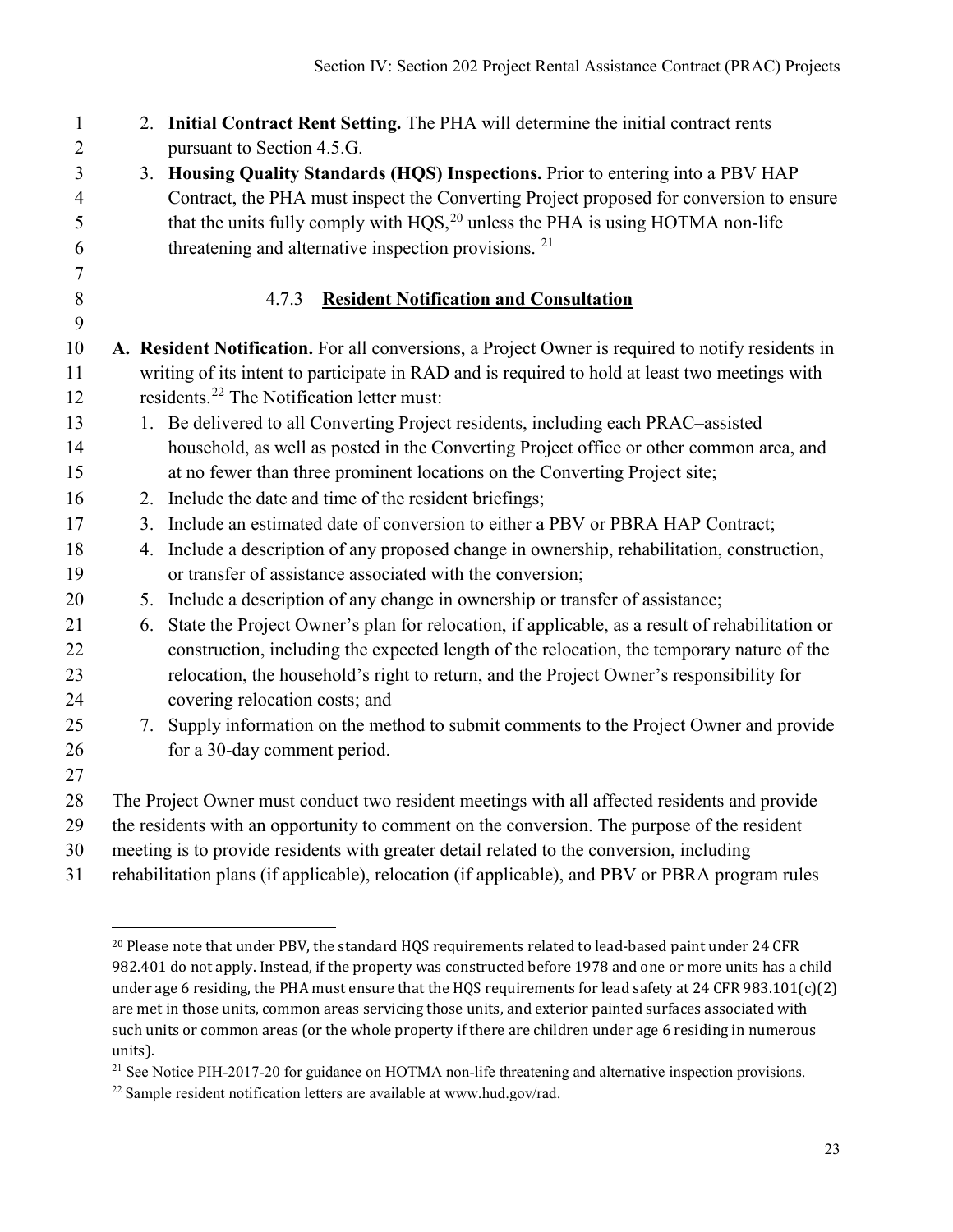2. **Initial Contract Rent Setting.** The PHA will determine the initial contract rents pursuant to Section 4.5.G.
3. **Housing Quality Standards (HQS) Inspections.** Prior to entering into a PBV HAP Contract, the PHA must inspect the Converting Project proposed for conversion to ensure that the units fully comply with HQS,[20] unless the PHA is using HOTMA non-life threatening and alternative inspection provisions. [21]

### 4.7.3 Resident Notification and Consultation

**A. Resident Notification.** For all conversions, a Project Owner is required to notify residents in writing of its intent to participate in RAD and is required to hold at least two meetings with residents.[22] The Notification letter must:

1. Be delivered to all Converting Project residents, including each PRAC–assisted household, as well as posted in the Converting Project office or other common area, and at no fewer than three prominent locations on the Converting Project site;
2. Include the date and time of the resident briefings;
3. Include an estimated date of conversion to either a PBV or PBRA HAP Contract;
4. Include a description of any proposed change in ownership, rehabilitation, construction, or transfer of assistance associated with the conversion;
5. Include a description of any change in ownership or transfer of assistance;
6. State the Project Owner's plan for relocation, if applicable, as a result of rehabilitation or construction, including the expected length of the relocation, the temporary nature of the relocation, the household's right to return, and the Project Owner's responsibility for covering relocation costs; and
7. Supply information on the method to submit comments to the Project Owner and provide for a 30-day comment period.

The Project Owner must conduct two resident meetings with all affected residents and provide the residents with an opportunity to comment on the conversion. The purpose of the resident meeting is to provide residents with greater detail related to the conversion, including rehabilitation plans (if applicable), relocation (if applicable), and PBV or PBRA program rules

---

[20] Please note that under PBV, the standard HQS requirements related to lead-based paint under 24 CFR 982.401 do not apply. Instead, if the property was constructed before 1978 and one or more units has a child under age 6 residing, the PHA must ensure that the HQS requirements for lead safety at 24 CFR 983.101(c)(2) are met in those units, common areas servicing those units, and exterior painted surfaces associated with such units or common areas (or the whole property if there are children under age 6 residing in numerous units).

[21] See Notice PIH-2017-20 for guidance on HOTMA non-life threatening and alternative inspection provisions.

[22] Sample resident notification letters are available at www.hud.gov/rad.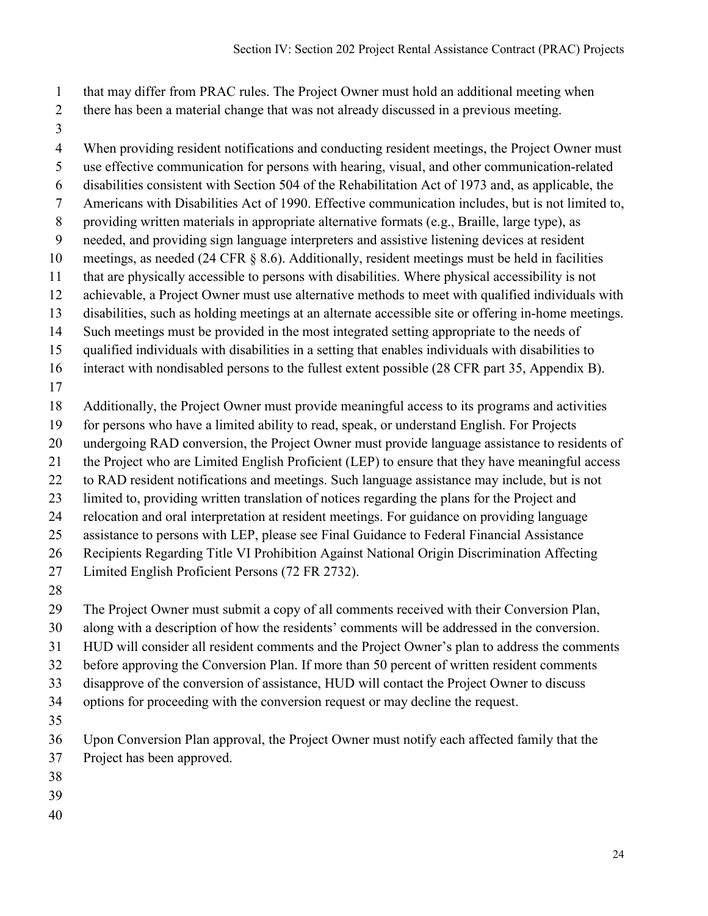that may differ from PRAC rules. The Project Owner must hold an additional meeting when there has been a material change that was not already discussed in a previous meeting.

When providing resident notifications and conducting resident meetings, the Project Owner must use effective communication for persons with hearing, visual, and other communication-related disabilities consistent with Section 504 of the Rehabilitation Act of 1973 and, as applicable, the Americans with Disabilities Act of 1990. Effective communication includes, but is not limited to, providing written materials in appropriate alternative formats (e.g., Braille, large type), as needed, and providing sign language interpreters and assistive listening devices at resident meetings, as needed (24 CFR § 8.6). Additionally, resident meetings must be held in facilities that are physically accessible to persons with disabilities. Where physical accessibility is not achievable, a Project Owner must use alternative methods to meet with qualified individuals with disabilities, such as holding meetings at an alternate accessible site or offering in-home meetings. Such meetings must be provided in the most integrated setting appropriate to the needs of qualified individuals with disabilities in a setting that enables individuals with disabilities to interact with nondisabled persons to the fullest extent possible (28 CFR part 35, Appendix B).

Additionally, the Project Owner must provide meaningful access to its programs and activities for persons who have a limited ability to read, speak, or understand English. For Projects undergoing RAD conversion, the Project Owner must provide language assistance to residents of the Project who are Limited English Proficient (LEP) to ensure that they have meaningful access to RAD resident notifications and meetings. Such language assistance may include, but is not limited to, providing written translation of notices regarding the plans for the Project and relocation and oral interpretation at resident meetings. For guidance on providing language assistance to persons with LEP, please see Final Guidance to Federal Financial Assistance Recipients Regarding Title VI Prohibition Against National Origin Discrimination Affecting Limited English Proficient Persons (72 FR 2732).

The Project Owner must submit a copy of all comments received with their Conversion Plan, along with a description of how the residents' comments will be addressed in the conversion. HUD will consider all resident comments and the Project Owner's plan to address the comments before approving the Conversion Plan. If more than 50 percent of written resident comments disapprove of the conversion of assistance, HUD will contact the Project Owner to discuss options for proceeding with the conversion request or may decline the request.

Upon Conversion Plan approval, the Project Owner must notify each affected family that the Project has been approved.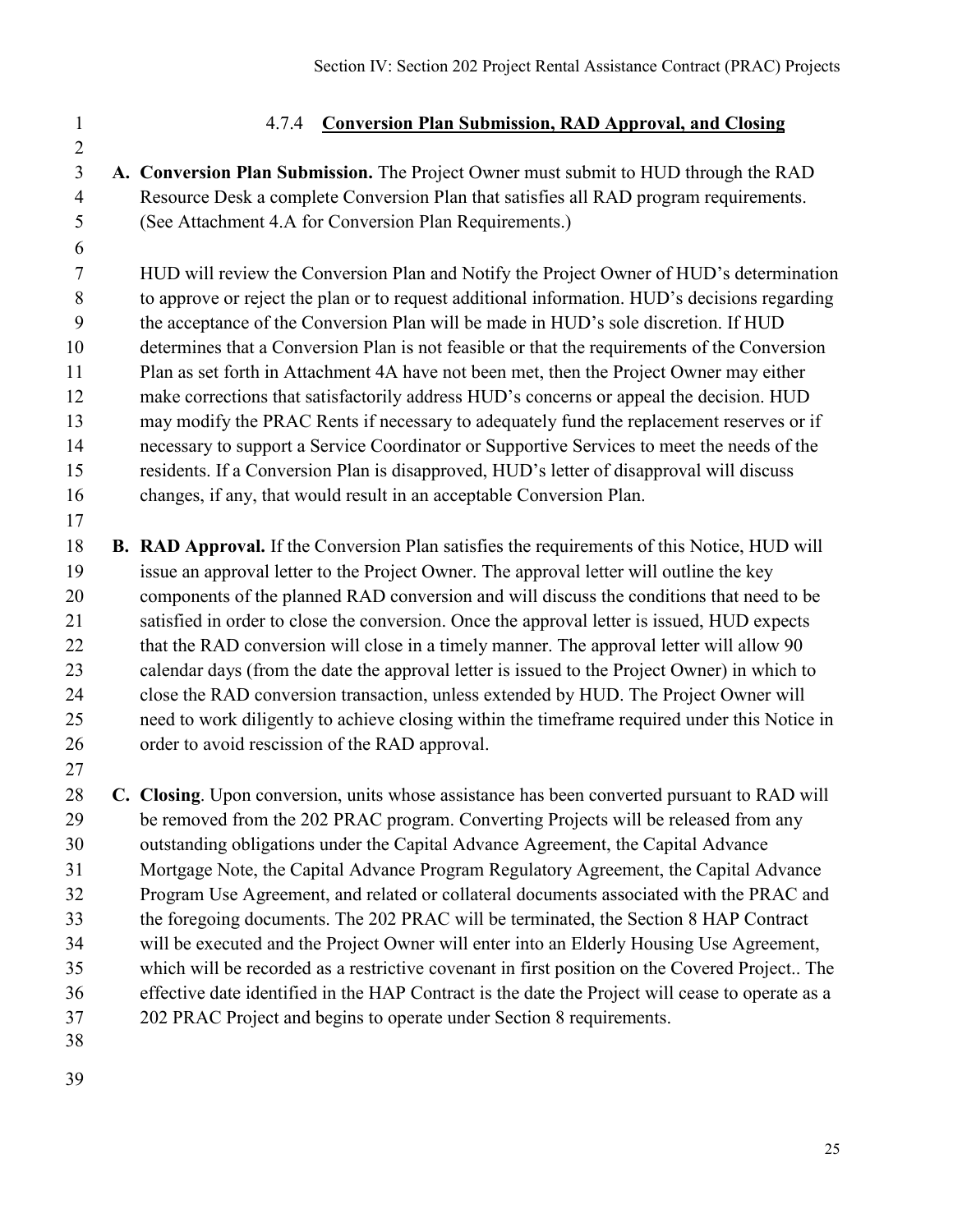#### 4.7.4 **Conversion Plan Submission, RAD Approval, and Closing**

**A. Conversion Plan Submission.** The Project Owner must submit to HUD through the RAD Resource Desk a complete Conversion Plan that satisfies all RAD program requirements. (See Attachment 4.A for Conversion Plan Requirements.)

HUD will review the Conversion Plan and Notify the Project Owner of HUD's determination to approve or reject the plan or to request additional information. HUD's decisions regarding the acceptance of the Conversion Plan will be made in HUD's sole discretion. If HUD determines that a Conversion Plan is not feasible or that the requirements of the Conversion Plan as set forth in Attachment 4A have not been met, then the Project Owner may either make corrections that satisfactorily address HUD's concerns or appeal the decision. HUD may modify the PRAC Rents if necessary to adequately fund the replacement reserves or if necessary to support a Service Coordinator or Supportive Services to meet the needs of the residents. If a Conversion Plan is disapproved, HUD's letter of disapproval will discuss changes, if any, that would result in an acceptable Conversion Plan.

**B. RAD Approval.** If the Conversion Plan satisfies the requirements of this Notice, HUD will issue an approval letter to the Project Owner. The approval letter will outline the key components of the planned RAD conversion and will discuss the conditions that need to be satisfied in order to close the conversion. Once the approval letter is issued, HUD expects that the RAD conversion will close in a timely manner. The approval letter will allow 90 calendar days (from the date the approval letter is issued to the Project Owner) in which to close the RAD conversion transaction, unless extended by HUD. The Project Owner will need to work diligently to achieve closing within the timeframe required under this Notice in order to avoid rescission of the RAD approval.

**C. Closing**. Upon conversion, units whose assistance has been converted pursuant to RAD will be removed from the 202 PRAC program. Converting Projects will be released from any outstanding obligations under the Capital Advance Agreement, the Capital Advance Mortgage Note, the Capital Advance Program Regulatory Agreement, the Capital Advance Program Use Agreement, and related or collateral documents associated with the PRAC and the foregoing documents. The 202 PRAC will be terminated, the Section 8 HAP Contract will be executed and the Project Owner will enter into an Elderly Housing Use Agreement, which will be recorded as a restrictive covenant in first position on the Covered Project.. The effective date identified in the HAP Contract is the date the Project will cease to operate as a 202 PRAC Project and begins to operate under Section 8 requirements.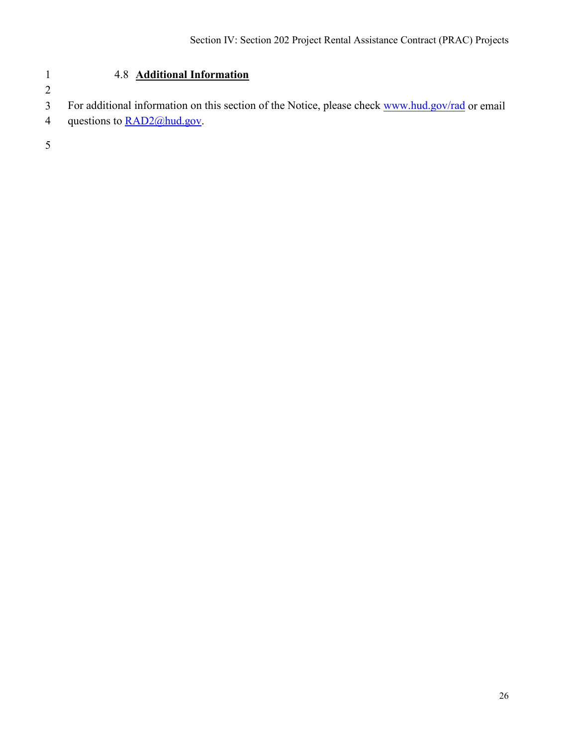### 4.8 **Additional Information**

For additional information on this section of the Notice, please check www.hud.gov/rad or email questions to RAD2@hud.gov.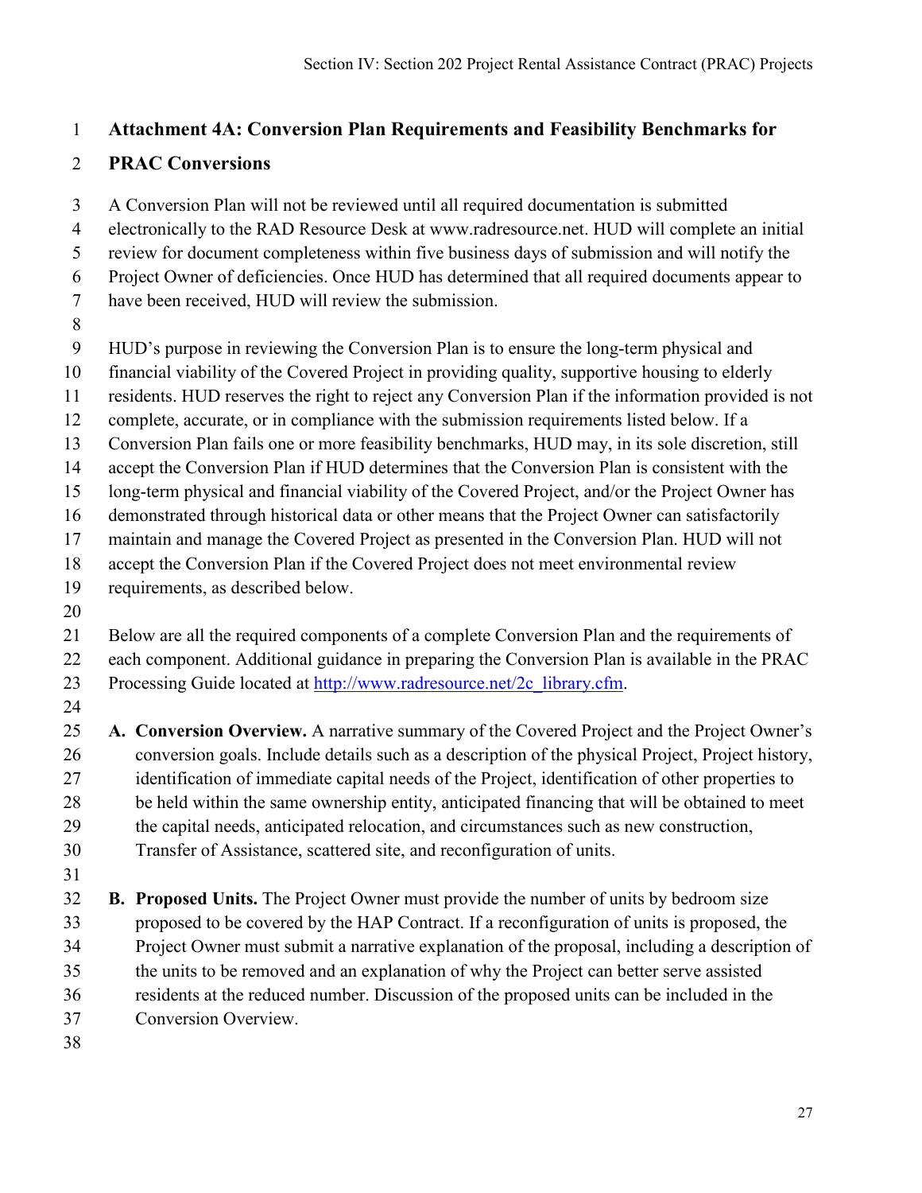## Attachment 4A: Conversion Plan Requirements and Feasibility Benchmarks for PRAC Conversions

A Conversion Plan will not be reviewed until all required documentation is submitted electronically to the RAD Resource Desk at www.radresource.net. HUD will complete an initial review for document completeness within five business days of submission and will notify the Project Owner of deficiencies. Once HUD has determined that all required documents appear to have been received, HUD will review the submission.

HUD's purpose in reviewing the Conversion Plan is to ensure the long-term physical and financial viability of the Covered Project in providing quality, supportive housing to elderly residents. HUD reserves the right to reject any Conversion Plan if the information provided is not complete, accurate, or in compliance with the submission requirements listed below. If a Conversion Plan fails one or more feasibility benchmarks, HUD may, in its sole discretion, still accept the Conversion Plan if HUD determines that the Conversion Plan is consistent with the long-term physical and financial viability of the Covered Project, and/or the Project Owner has demonstrated through historical data or other means that the Project Owner can satisfactorily maintain and manage the Covered Project as presented in the Conversion Plan. HUD will not accept the Conversion Plan if the Covered Project does not meet environmental review requirements, as described below.

Below are all the required components of a complete Conversion Plan and the requirements of each component. Additional guidance in preparing the Conversion Plan is available in the PRAC Processing Guide located at http://www.radresource.net/2c_library.cfm.

A. **Conversion Overview.** A narrative summary of the Covered Project and the Project Owner's conversion goals. Include details such as a description of the physical Project, Project history, identification of immediate capital needs of the Project, identification of other properties to be held within the same ownership entity, anticipated financing that will be obtained to meet the capital needs, anticipated relocation, and circumstances such as new construction, Transfer of Assistance, scattered site, and reconfiguration of units.

B. **Proposed Units.** The Project Owner must provide the number of units by bedroom size proposed to be covered by the HAP Contract. If a reconfiguration of units is proposed, the Project Owner must submit a narrative explanation of the proposal, including a description of the units to be removed and an explanation of why the Project can better serve assisted residents at the reduced number. Discussion of the proposed units can be included in the Conversion Overview.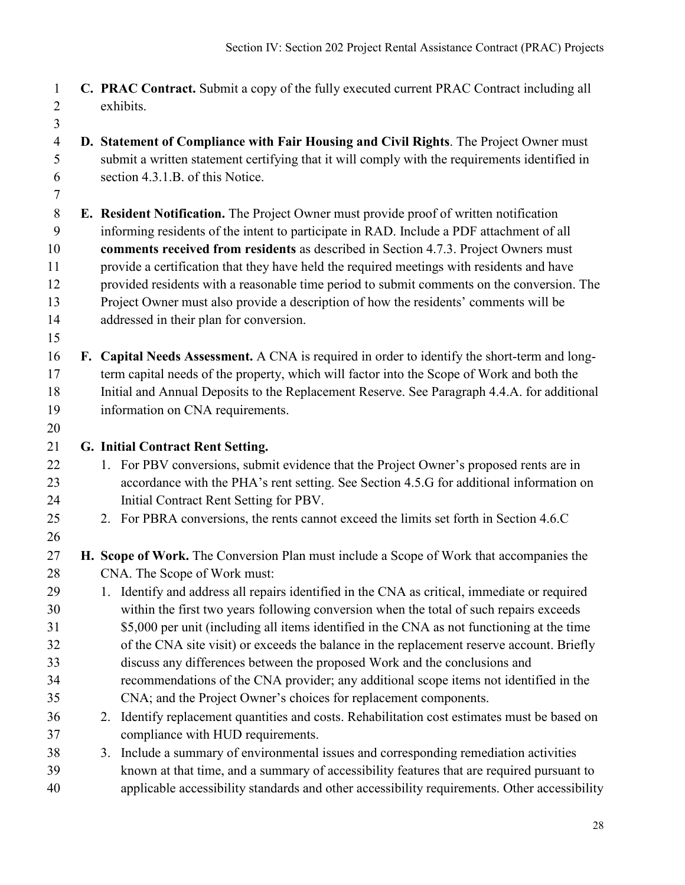**C. PRAC Contract.** Submit a copy of the fully executed current PRAC Contract including all exhibits.

**D. Statement of Compliance with Fair Housing and Civil Rights**. The Project Owner must submit a written statement certifying that it will comply with the requirements identified in section 4.3.1.B. of this Notice.

**E. Resident Notification.** The Project Owner must provide proof of written notification informing residents of the intent to participate in RAD. Include a PDF attachment of all **comments received from residents** as described in Section 4.7.3. Project Owners must provide a certification that they have held the required meetings with residents and have provided residents with a reasonable time period to submit comments on the conversion. The Project Owner must also provide a description of how the residents' comments will be addressed in their plan for conversion.

**F. Capital Needs Assessment.** A CNA is required in order to identify the short-term and long-term capital needs of the property, which will factor into the Scope of Work and both the Initial and Annual Deposits to the Replacement Reserve. See Paragraph 4.4.A. for additional information on CNA requirements.

**G. Initial Contract Rent Setting.**

1. For PBV conversions, submit evidence that the Project Owner's proposed rents are in accordance with the PHA's rent setting. See Section 4.5.G for additional information on Initial Contract Rent Setting for PBV.
2. For PBRA conversions, the rents cannot exceed the limits set forth in Section 4.6.C

**H. Scope of Work.** The Conversion Plan must include a Scope of Work that accompanies the CNA. The Scope of Work must:

1. Identify and address all repairs identified in the CNA as critical, immediate or required within the first two years following conversion when the total of such repairs exceeds $5,000 per unit (including all items identified in the CNA as not functioning at the time of the CNA site visit) or exceeds the balance in the replacement reserve account. Briefly discuss any differences between the proposed Work and the conclusions and recommendations of the CNA provider; any additional scope items not identified in the CNA; and the Project Owner's choices for replacement components.
2. Identify replacement quantities and costs. Rehabilitation cost estimates must be based on compliance with HUD requirements.
3. Include a summary of environmental issues and corresponding remediation activities known at that time, and a summary of accessibility features that are required pursuant to applicable accessibility standards and other accessibility requirements. Other accessibility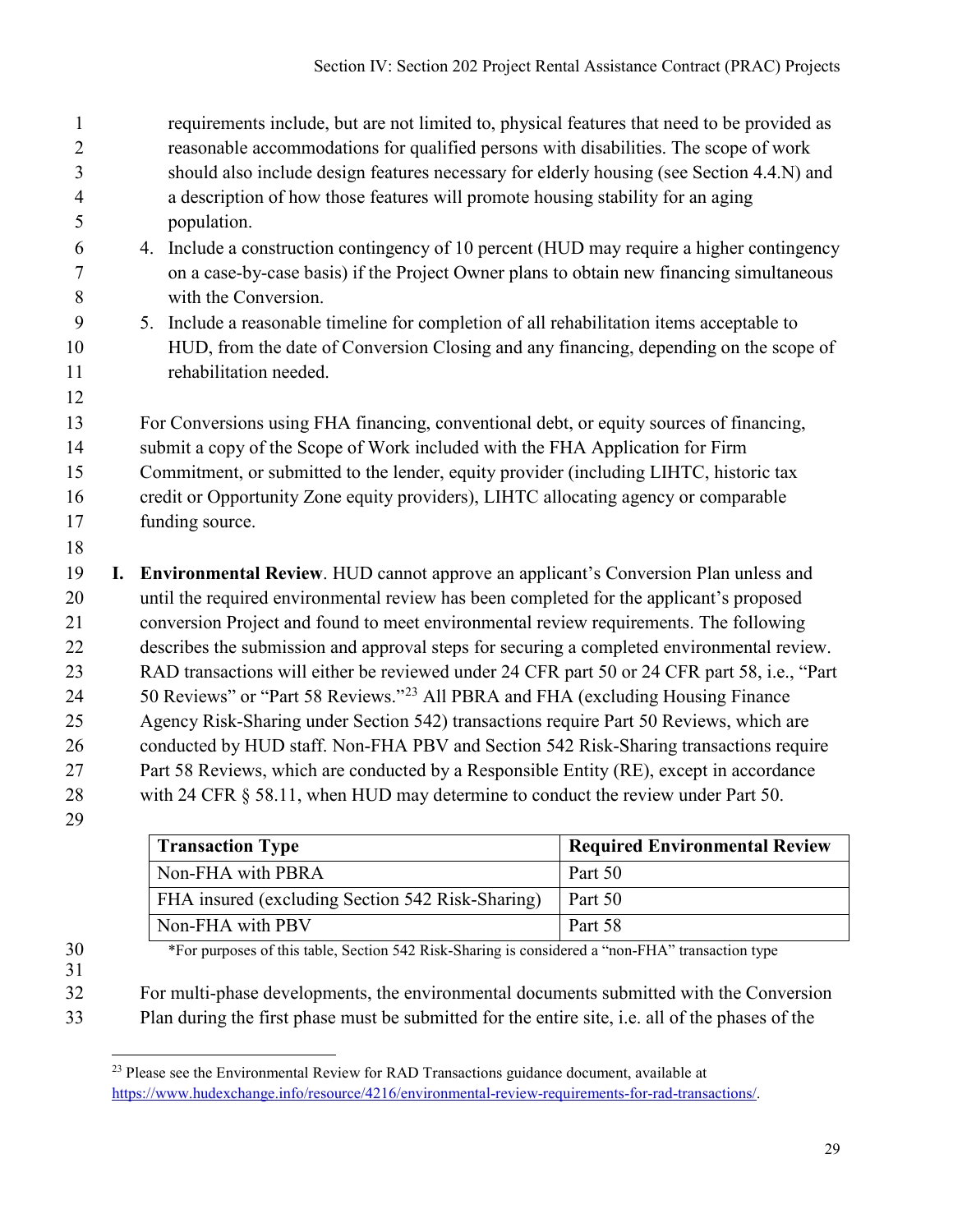requirements include, but are not limited to, physical features that need to be provided as reasonable accommodations for qualified persons with disabilities. The scope of work should also include design features necessary for elderly housing (see Section 4.4.N) and a description of how those features will promote housing stability for an aging population.

4. Include a construction contingency of 10 percent (HUD may require a higher contingency on a case-by-case basis) if the Project Owner plans to obtain new financing simultaneous with the Conversion.
5. Include a reasonable timeline for completion of all rehabilitation items acceptable to HUD, from the date of Conversion Closing and any financing, depending on the scope of rehabilitation needed.

For Conversions using FHA financing, conventional debt, or equity sources of financing, submit a copy of the Scope of Work included with the FHA Application for Firm Commitment, or submitted to the lender, equity provider (including LIHTC, historic tax credit or Opportunity Zone equity providers), LIHTC allocating agency or comparable funding source.

**I. Environmental Review**. HUD cannot approve an applicant's Conversion Plan unless and until the required environmental review has been completed for the applicant's proposed conversion Project and found to meet environmental review requirements. The following describes the submission and approval steps for securing a completed environmental review. RAD transactions will either be reviewed under 24 CFR part 50 or 24 CFR part 58, i.e., "Part 50 Reviews" or "Part 58 Reviews."[23] All PBRA and FHA (excluding Housing Finance Agency Risk-Sharing under Section 542) transactions require Part 50 Reviews, which are conducted by HUD staff. Non-FHA PBV and Section 542 Risk-Sharing transactions require Part 58 Reviews, which are conducted by a Responsible Entity (RE), except in accordance with 24 CFR § 58.11, when HUD may determine to conduct the review under Part 50.

| Transaction Type | Required Environmental Review |
|---|---|
| Non-FHA with PBRA | Part 50 |
| FHA insured (excluding Section 542 Risk-Sharing) | Part 50 |
| Non-FHA with PBV | Part 58 |

*For purposes of this table, Section 542 Risk-Sharing is considered a "non-FHA" transaction type

For multi-phase developments, the environmental documents submitted with the Conversion Plan during the first phase must be submitted for the entire site, i.e. all of the phases of the

[23] Please see the Environmental Review for RAD Transactions guidance document, available at https://www.hudexchange.info/resource/4216/environmental-review-requirements-for-rad-transactions/.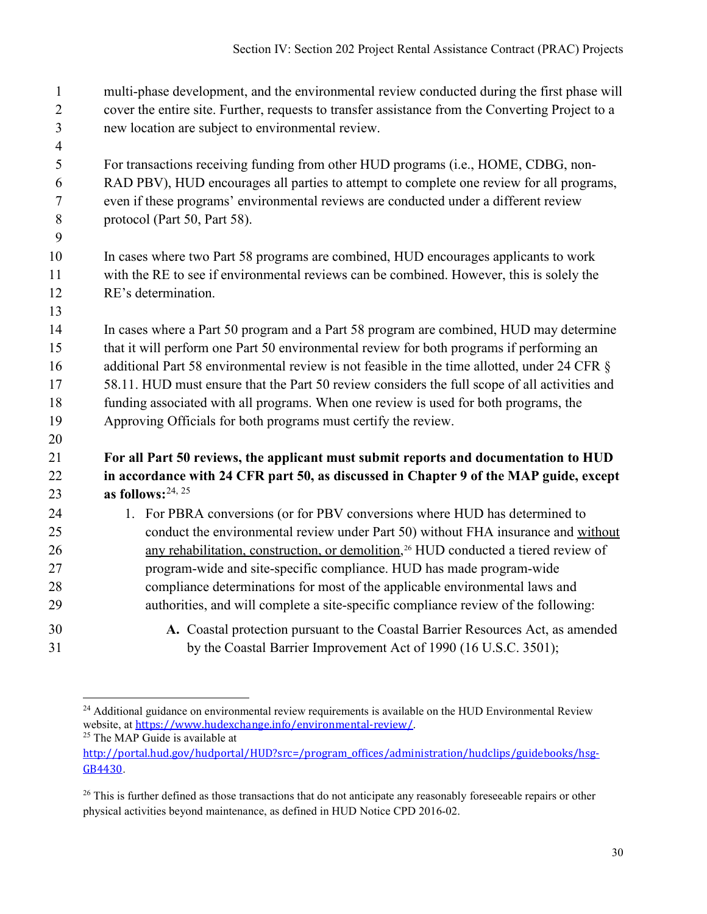multi-phase development, and the environmental review conducted during the first phase will cover the entire site. Further, requests to transfer assistance from the Converting Project to a new location are subject to environmental review.

For transactions receiving funding from other HUD programs (i.e., HOME, CDBG, non-RAD PBV), HUD encourages all parties to attempt to complete one review for all programs, even if these programs' environmental reviews are conducted under a different review protocol (Part 50, Part 58).

In cases where two Part 58 programs are combined, HUD encourages applicants to work with the RE to see if environmental reviews can be combined. However, this is solely the RE's determination.

In cases where a Part 50 program and a Part 58 program are combined, HUD may determine that it will perform one Part 50 environmental review for both programs if performing an additional Part 58 environmental review is not feasible in the time allotted, under 24 CFR § 58.11. HUD must ensure that the Part 50 review considers the full scope of all activities and funding associated with all programs. When one review is used for both programs, the Approving Officials for both programs must certify the review.

**For all Part 50 reviews, the applicant must submit reports and documentation to HUD in accordance with 24 CFR part 50, as discussed in Chapter 9 of the MAP guide, except as follows:**[24, 25]

1. For PBRA conversions (or for PBV conversions where HUD has determined to conduct the environmental review under Part 50) without FHA insurance and without any rehabilitation, construction, or demolition,[26] HUD conducted a tiered review of program-wide and site-specific compliance. HUD has made program-wide compliance determinations for most of the applicable environmental laws and authorities, and will complete a site-specific compliance review of the following:
   - **A.** Coastal protection pursuant to the Coastal Barrier Resources Act, as amended by the Coastal Barrier Improvement Act of 1990 (16 U.S.C. 3501);

---

[24] Additional guidance on environmental review requirements is available on the HUD Environmental Review website, at https://www.hudexchange.info/environmental-review/.

[25] The MAP Guide is available at http://portal.hud.gov/hudportal/HUD?src=/program_offices/administration/hudclips/guidebooks/hsg-GB4430.

[26] This is further defined as those transactions that do not anticipate any reasonably foreseeable repairs or other physical activities beyond maintenance, as defined in HUD Notice CPD 2016-02.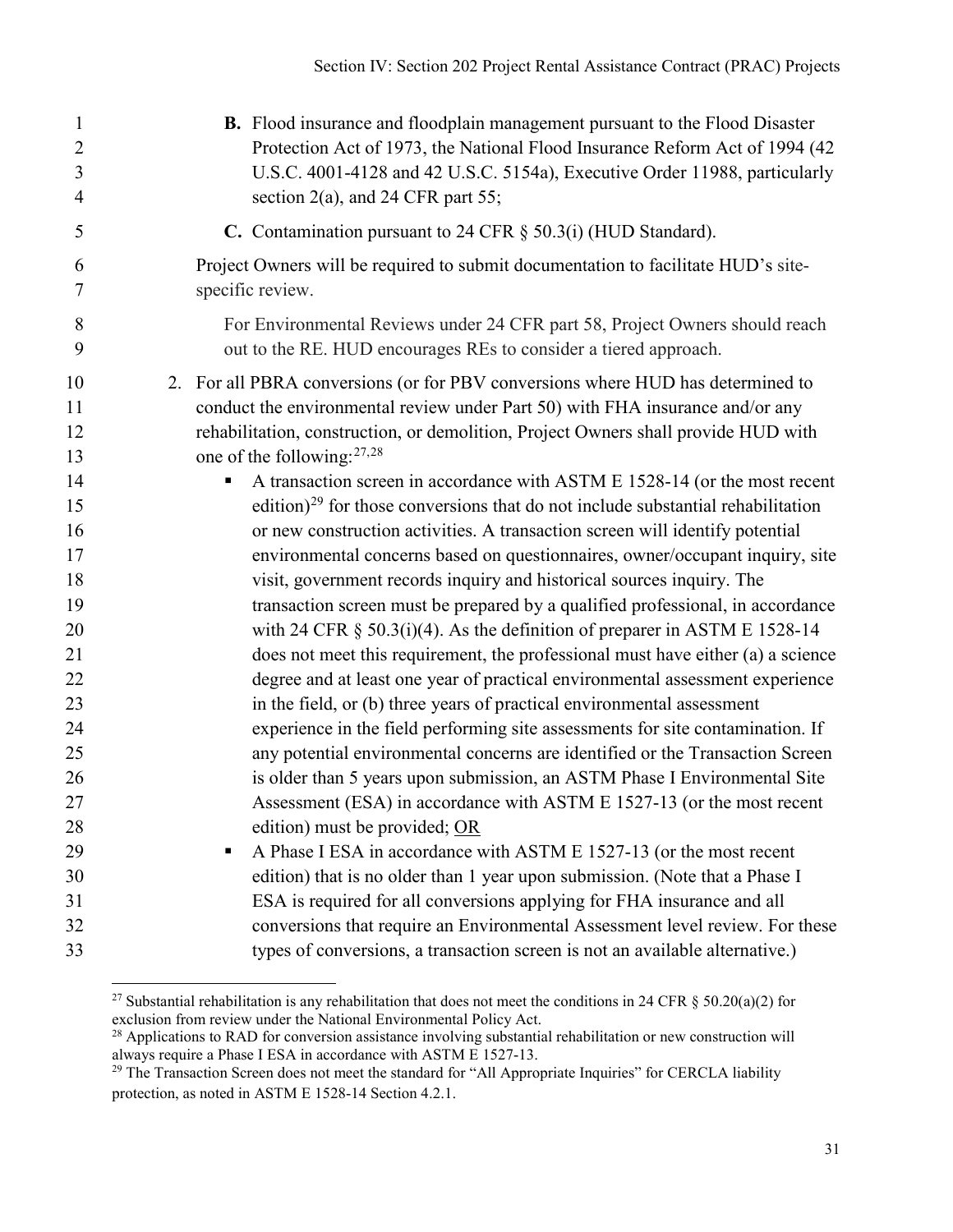**B.** Flood insurance and floodplain management pursuant to the Flood Disaster Protection Act of 1973, the National Flood Insurance Reform Act of 1994 (42 U.S.C. 4001-4128 and 42 U.S.C. 5154a), Executive Order 11988, particularly section 2(a), and 24 CFR part 55;

**C.** Contamination pursuant to 24 CFR § 50.3(i) (HUD Standard).

Project Owners will be required to submit documentation to facilitate HUD's site-specific review.

For Environmental Reviews under 24 CFR part 58, Project Owners should reach out to the RE. HUD encourages REs to consider a tiered approach.

2. For all PBRA conversions (or for PBV conversions where HUD has determined to conduct the environmental review under Part 50) with FHA insurance and/or any rehabilitation, construction, or demolition, Project Owners shall provide HUD with one of the following:[27,28]
   - A transaction screen in accordance with ASTM E 1528-14 (or the most recent edition)[29] for those conversions that do not include substantial rehabilitation or new construction activities. A transaction screen will identify potential environmental concerns based on questionnaires, owner/occupant inquiry, site visit, government records inquiry and historical sources inquiry. The transaction screen must be prepared by a qualified professional, in accordance with 24 CFR § 50.3(i)(4). As the definition of preparer in ASTM E 1528-14 does not meet this requirement, the professional must have either (a) a science degree and at least one year of practical environmental assessment experience in the field, or (b) three years of practical environmental assessment experience in the field performing site assessments for site contamination. If any potential environmental concerns are identified or the Transaction Screen is older than 5 years upon submission, an ASTM Phase I Environmental Site Assessment (ESA) in accordance with ASTM E 1527-13 (or the most recent edition) must be provided; OR
   - A Phase I ESA in accordance with ASTM E 1527-13 (or the most recent edition) that is no older than 1 year upon submission. (Note that a Phase I ESA is required for all conversions applying for FHA insurance and all conversions that require an Environmental Assessment level review. For these types of conversions, a transaction screen is not an available alternative.)

---

[27] Substantial rehabilitation is any rehabilitation that does not meet the conditions in 24 CFR § 50.20(a)(2) for exclusion from review under the National Environmental Policy Act.

[28] Applications to RAD for conversion assistance involving substantial rehabilitation or new construction will always require a Phase I ESA in accordance with ASTM E 1527-13.

[29] The Transaction Screen does not meet the standard for "All Appropriate Inquiries" for CERCLA liability protection, as noted in ASTM E 1528-14 Section 4.2.1.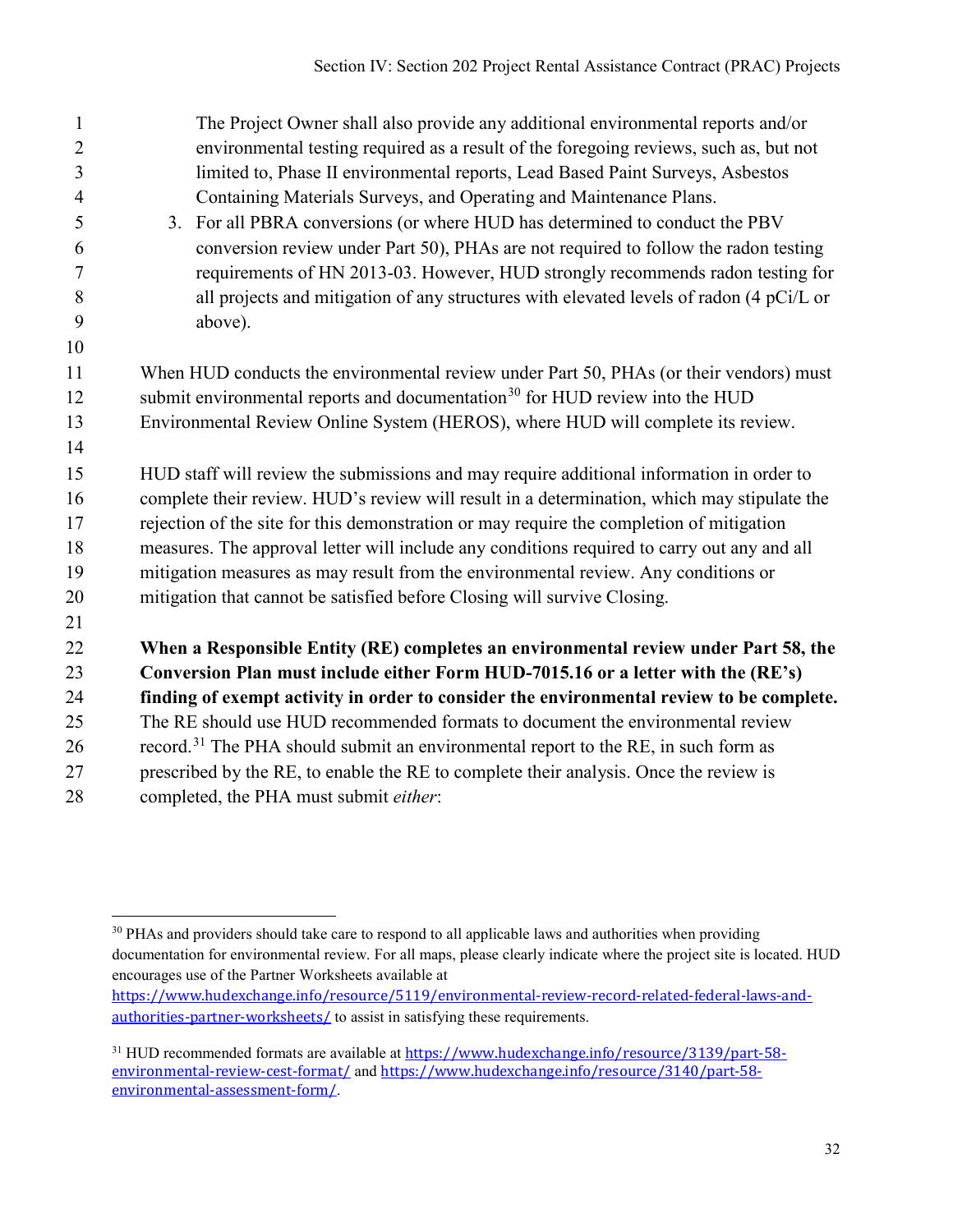The Project Owner shall also provide any additional environmental reports and/or environmental testing required as a result of the foregoing reviews, such as, but not limited to, Phase II environmental reports, Lead Based Paint Surveys, Asbestos Containing Materials Surveys, and Operating and Maintenance Plans.

3. For all PBRA conversions (or where HUD has determined to conduct the PBV conversion review under Part 50), PHAs are not required to follow the radon testing requirements of HN 2013-03. However, HUD strongly recommends radon testing for all projects and mitigation of any structures with elevated levels of radon (4 pCi/L or above).

When HUD conducts the environmental review under Part 50, PHAs (or their vendors) must submit environmental reports and documentation[30] for HUD review into the HUD Environmental Review Online System (HEROS), where HUD will complete its review.

HUD staff will review the submissions and may require additional information in order to complete their review. HUD's review will result in a determination, which may stipulate the rejection of the site for this demonstration or may require the completion of mitigation measures. The approval letter will include any conditions required to carry out any and all mitigation measures as may result from the environmental review. Any conditions or mitigation that cannot be satisfied before Closing will survive Closing.

**When a Responsible Entity (RE) completes an environmental review under Part 58, the Conversion Plan must include either Form HUD-7015.16 or a letter with the (RE's) finding of exempt activity in order to consider the environmental review to be complete.** The RE should use HUD recommended formats to document the environmental review record.[31] The PHA should submit an environmental report to the RE, in such form as prescribed by the RE, to enable the RE to complete their analysis. Once the review is completed, the PHA must submit *either*:

---

[30] PHAs and providers should take care to respond to all applicable laws and authorities when providing documentation for environmental review. For all maps, please clearly indicate where the project site is located. HUD encourages use of the Partner Worksheets available at https://www.hudexchange.info/resource/5119/environmental-review-record-related-federal-laws-and-authorities-partner-worksheets/ to assist in satisfying these requirements.

[31] HUD recommended formats are available at https://www.hudexchange.info/resource/3139/part-58-environmental-review-cest-format/ and https://www.hudexchange.info/resource/3140/part-58-environmental-assessment-form/.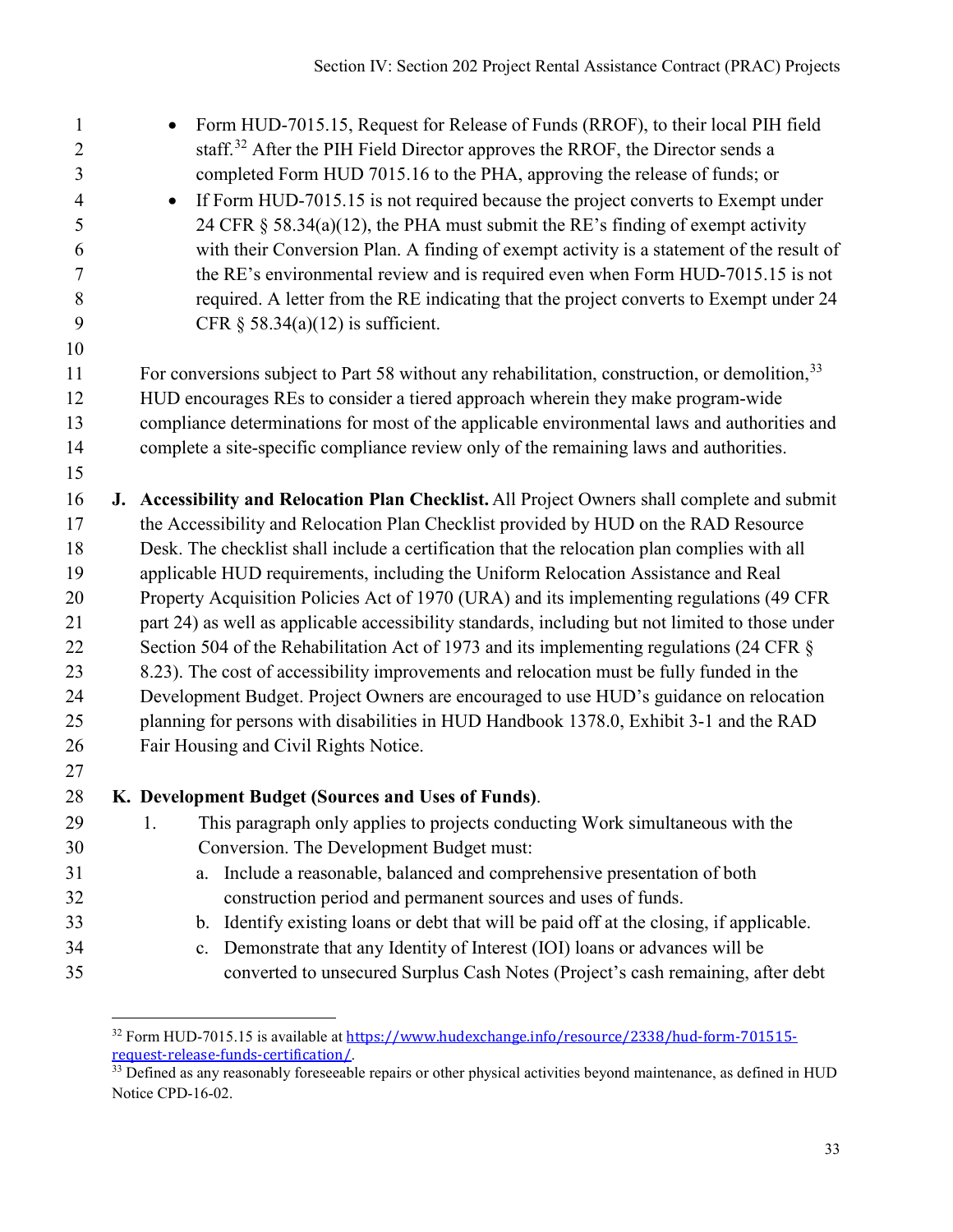- Form HUD-7015.15, Request for Release of Funds (RROF), to their local PIH field staff.[32] After the PIH Field Director approves the RROF, the Director sends a completed Form HUD 7015.16 to the PHA, approving the release of funds; or
- If Form HUD-7015.15 is not required because the project converts to Exempt under 24 CFR § 58.34(a)(12), the PHA must submit the RE's finding of exempt activity with their Conversion Plan. A finding of exempt activity is a statement of the result of the RE's environmental review and is required even when Form HUD-7015.15 is not required. A letter from the RE indicating that the project converts to Exempt under 24 CFR § 58.34(a)(12) is sufficient.

For conversions subject to Part 58 without any rehabilitation, construction, or demolition,[33] HUD encourages REs to consider a tiered approach wherein they make program-wide compliance determinations for most of the applicable environmental laws and authorities and complete a site-specific compliance review only of the remaining laws and authorities.

**J. Accessibility and Relocation Plan Checklist.** All Project Owners shall complete and submit the Accessibility and Relocation Plan Checklist provided by HUD on the RAD Resource Desk. The checklist shall include a certification that the relocation plan complies with all applicable HUD requirements, including the Uniform Relocation Assistance and Real Property Acquisition Policies Act of 1970 (URA) and its implementing regulations (49 CFR part 24) as well as applicable accessibility standards, including but not limited to those under Section 504 of the Rehabilitation Act of 1973 and its implementing regulations (24 CFR § 8.23). The cost of accessibility improvements and relocation must be fully funded in the Development Budget. Project Owners are encouraged to use HUD's guidance on relocation planning for persons with disabilities in HUD Handbook 1378.0, Exhibit 3-1 and the RAD Fair Housing and Civil Rights Notice.

**K. Development Budget (Sources and Uses of Funds)**.

1. This paragraph only applies to projects conducting Work simultaneous with the Conversion. The Development Budget must:
   a. Include a reasonable, balanced and comprehensive presentation of both construction period and permanent sources and uses of funds.
   b. Identify existing loans or debt that will be paid off at the closing, if applicable.
   c. Demonstrate that any Identity of Interest (IOI) loans or advances will be converted to unsecured Surplus Cash Notes (Project's cash remaining, after debt

[32] Form HUD-7015.15 is available at https://www.hudexchange.info/resource/2338/hud-form-701515-request-release-funds-certification/.

[33] Defined as any reasonably foreseeable repairs or other physical activities beyond maintenance, as defined in HUD Notice CPD-16-02.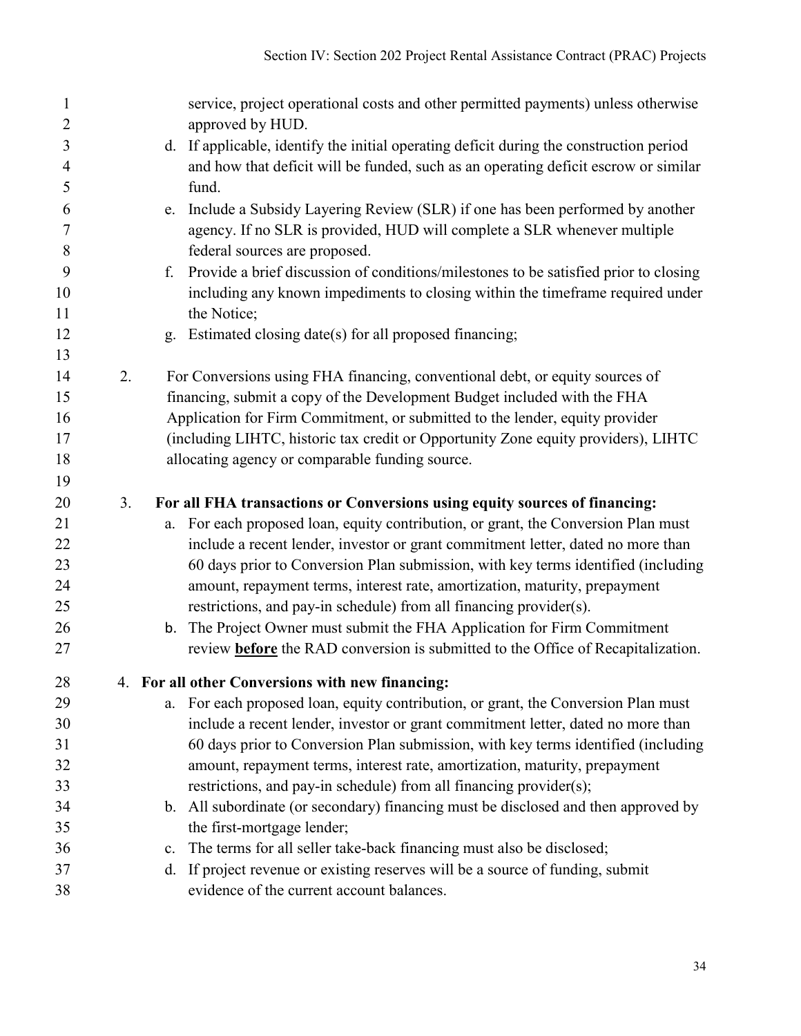service, project operational costs and other permitted payments) unless otherwise approved by HUD.

d. If applicable, identify the initial operating deficit during the construction period and how that deficit will be funded, such as an operating deficit escrow or similar fund.

e. Include a Subsidy Layering Review (SLR) if one has been performed by another agency. If no SLR is provided, HUD will complete a SLR whenever multiple federal sources are proposed.

f. Provide a brief discussion of conditions/milestones to be satisfied prior to closing including any known impediments to closing within the timeframe required under the Notice;

g. Estimated closing date(s) for all proposed financing;

2. For Conversions using FHA financing, conventional debt, or equity sources of financing, submit a copy of the Development Budget included with the FHA Application for Firm Commitment, or submitted to the lender, equity provider (including LIHTC, historic tax credit or Opportunity Zone equity providers), LIHTC allocating agency or comparable funding source.

3. **For all FHA transactions or Conversions using equity sources of financing:**

   a. For each proposed loan, equity contribution, or grant, the Conversion Plan must include a recent lender, investor or grant commitment letter, dated no more than 60 days prior to Conversion Plan submission, with key terms identified (including amount, repayment terms, interest rate, amortization, maturity, prepayment restrictions, and pay-in schedule) from all financing provider(s).

   b. The Project Owner must submit the FHA Application for Firm Commitment review **before** the RAD conversion is submitted to the Office of Recapitalization.

4. **For all other Conversions with new financing:**

   a. For each proposed loan, equity contribution, or grant, the Conversion Plan must include a recent lender, investor or grant commitment letter, dated no more than 60 days prior to Conversion Plan submission, with key terms identified (including amount, repayment terms, interest rate, amortization, maturity, prepayment restrictions, and pay-in schedule) from all financing provider(s);

   b. All subordinate (or secondary) financing must be disclosed and then approved by the first-mortgage lender;

   c. The terms for all seller take-back financing must also be disclosed;

   d. If project revenue or existing reserves will be a source of funding, submit evidence of the current account balances.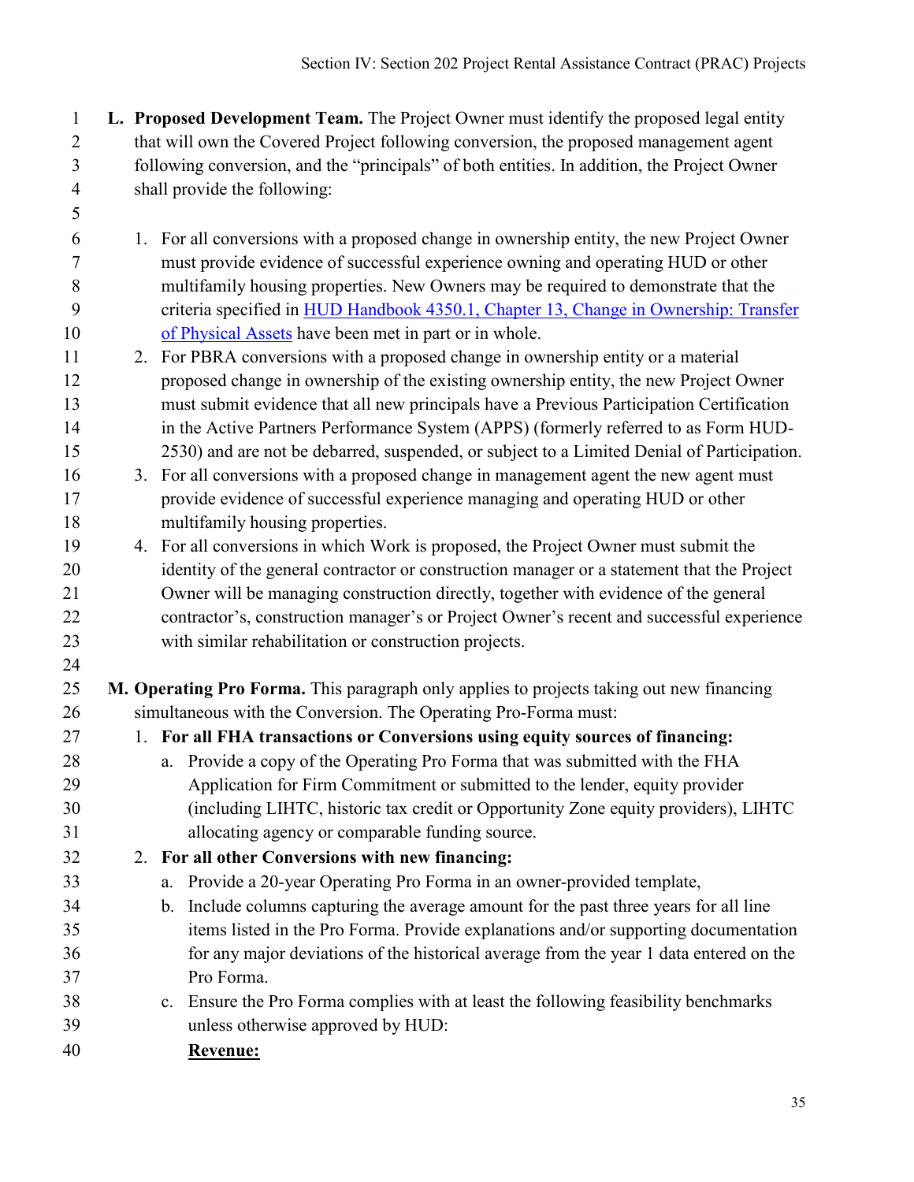**L. Proposed Development Team.** The Project Owner must identify the proposed legal entity that will own the Covered Project following conversion, the proposed management agent following conversion, and the "principals" of both entities. In addition, the Project Owner shall provide the following:

1. For all conversions with a proposed change in ownership entity, the new Project Owner must provide evidence of successful experience owning and operating HUD or other multifamily housing properties. New Owners may be required to demonstrate that the criteria specified in HUD Handbook 4350.1, Chapter 13, Change in Ownership: Transfer of Physical Assets have been met in part or in whole.
2. For PBRA conversions with a proposed change in ownership entity or a material proposed change in ownership of the existing ownership entity, the new Project Owner must submit evidence that all new principals have a Previous Participation Certification in the Active Partners Performance System (APPS) (formerly referred to as Form HUD-2530) and are not be debarred, suspended, or subject to a Limited Denial of Participation.
3. For all conversions with a proposed change in management agent the new agent must provide evidence of successful experience managing and operating HUD or other multifamily housing properties.
4. For all conversions in which Work is proposed, the Project Owner must submit the identity of the general contractor or construction manager or a statement that the Project Owner will be managing construction directly, together with evidence of the general contractor's, construction manager's or Project Owner's recent and successful experience with similar rehabilitation or construction projects.

**M. Operating Pro Forma.** This paragraph only applies to projects taking out new financing simultaneous with the Conversion. The Operating Pro-Forma must:

1. **For all FHA transactions or Conversions using equity sources of financing:**
   a. Provide a copy of the Operating Pro Forma that was submitted with the FHA Application for Firm Commitment or submitted to the lender, equity provider (including LIHTC, historic tax credit or Opportunity Zone equity providers), LIHTC allocating agency or comparable funding source.
2. **For all other Conversions with new financing:**
   a. Provide a 20-year Operating Pro Forma in an owner-provided template,
   b. Include columns capturing the average amount for the past three years for all line items listed in the Pro Forma. Provide explanations and/or supporting documentation for any major deviations of the historical average from the year 1 data entered on the Pro Forma.
   c. Ensure the Pro Forma complies with at least the following feasibility benchmarks unless otherwise approved by HUD:

      **Revenue:**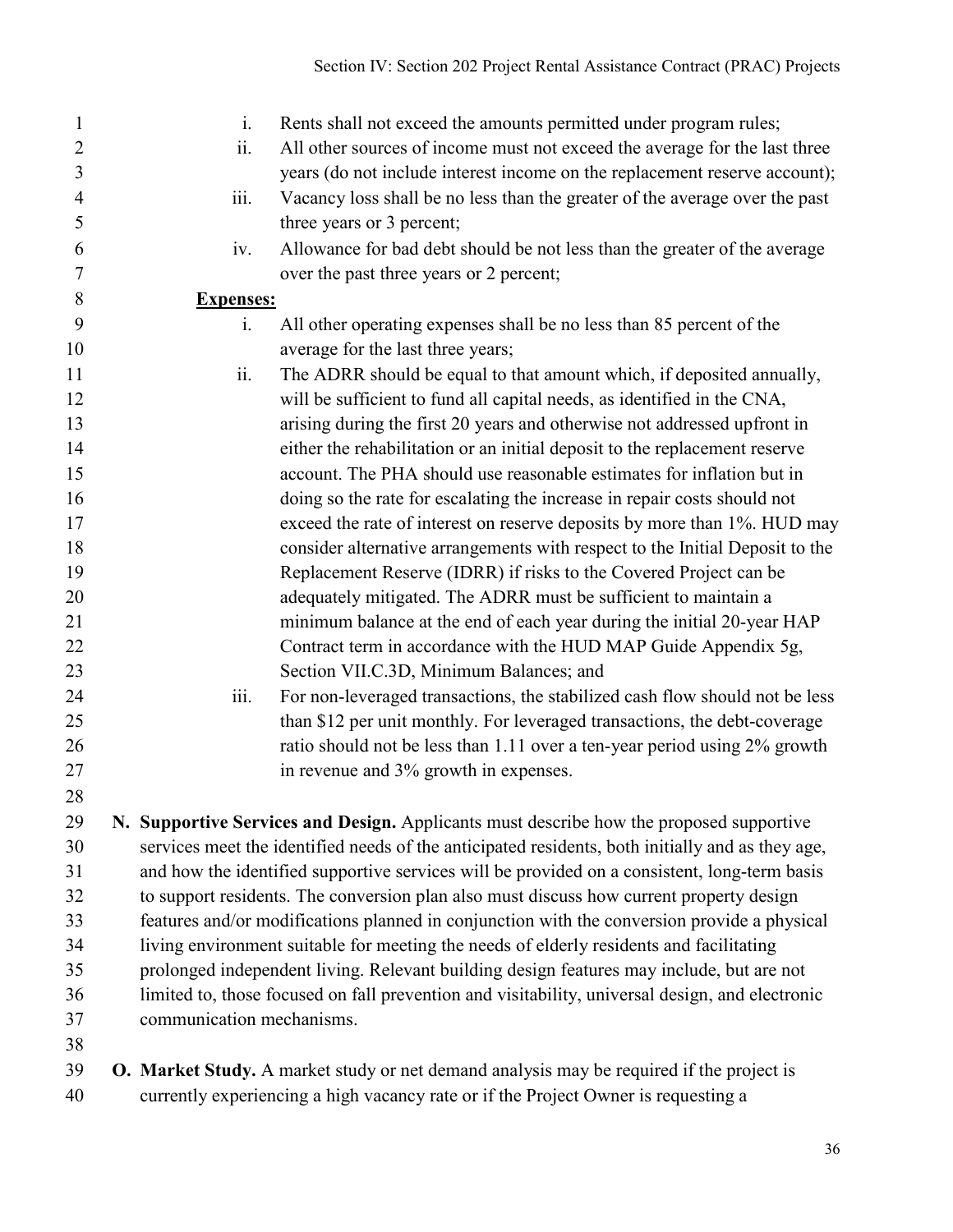i. Rents shall not exceed the amounts permitted under program rules;

ii. All other sources of income must not exceed the average for the last three years (do not include interest income on the replacement reserve account);

iii. Vacancy loss shall be no less than the greater of the average over the past three years or 3 percent;

iv. Allowance for bad debt should be not less than the greater of the average over the past three years or 2 percent;

**Expenses:**

i. All other operating expenses shall be no less than 85 percent of the average for the last three years;

ii. The ADRR should be equal to that amount which, if deposited annually, will be sufficient to fund all capital needs, as identified in the CNA, arising during the first 20 years and otherwise not addressed upfront in either the rehabilitation or an initial deposit to the replacement reserve account. The PHA should use reasonable estimates for inflation but in doing so the rate for escalating the increase in repair costs should not exceed the rate of interest on reserve deposits by more than 1%. HUD may consider alternative arrangements with respect to the Initial Deposit to the Replacement Reserve (IDRR) if risks to the Covered Project can be adequately mitigated. The ADRR must be sufficient to maintain a minimum balance at the end of each year during the initial 20-year HAP Contract term in accordance with the HUD MAP Guide Appendix 5g, Section VII.C.3D, Minimum Balances; and

iii. For non-leveraged transactions, the stabilized cash flow should not be less than $12 per unit monthly. For leveraged transactions, the debt-coverage ratio should not be less than 1.11 over a ten-year period using 2% growth in revenue and 3% growth in expenses.

**N. Supportive Services and Design.** Applicants must describe how the proposed supportive services meet the identified needs of the anticipated residents, both initially and as they age, and how the identified supportive services will be provided on a consistent, long-term basis to support residents. The conversion plan also must discuss how current property design features and/or modifications planned in conjunction with the conversion provide a physical living environment suitable for meeting the needs of elderly residents and facilitating prolonged independent living. Relevant building design features may include, but are not limited to, those focused on fall prevention and visitability, universal design, and electronic communication mechanisms.

**O. Market Study.** A market study or net demand analysis may be required if the project is currently experiencing a high vacancy rate or if the Project Owner is requesting a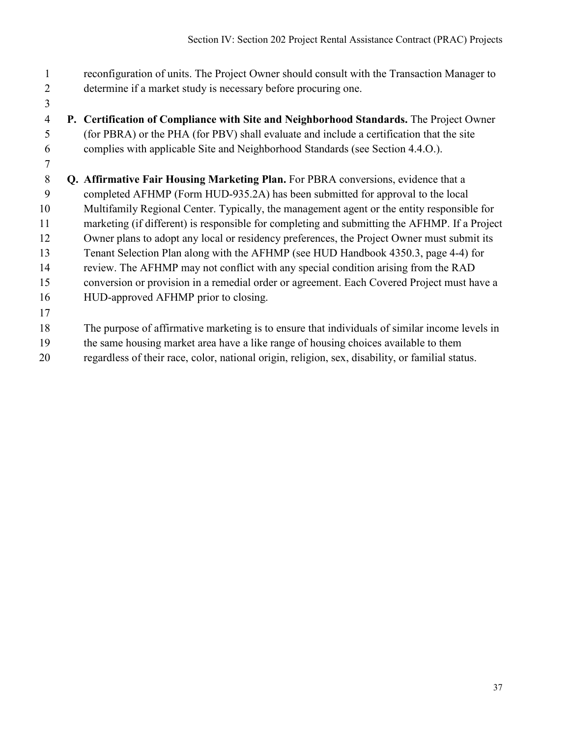reconfiguration of units. The Project Owner should consult with the Transaction Manager to determine if a market study is necessary before procuring one.

**P. Certification of Compliance with Site and Neighborhood Standards.** The Project Owner (for PBRA) or the PHA (for PBV) shall evaluate and include a certification that the site complies with applicable Site and Neighborhood Standards (see Section 4.4.O.).

**Q. Affirmative Fair Housing Marketing Plan.** For PBRA conversions, evidence that a completed AFHMP (Form HUD-935.2A) has been submitted for approval to the local Multifamily Regional Center. Typically, the management agent or the entity responsible for marketing (if different) is responsible for completing and submitting the AFHMP. If a Project Owner plans to adopt any local or residency preferences, the Project Owner must submit its Tenant Selection Plan along with the AFHMP (see HUD Handbook 4350.3, page 4-4) for review. The AFHMP may not conflict with any special condition arising from the RAD conversion or provision in a remedial order or agreement. Each Covered Project must have a HUD-approved AFHMP prior to closing.

The purpose of affirmative marketing is to ensure that individuals of similar income levels in the same housing market area have a like range of housing choices available to them regardless of their race, color, national origin, religion, sex, disability, or familial status.